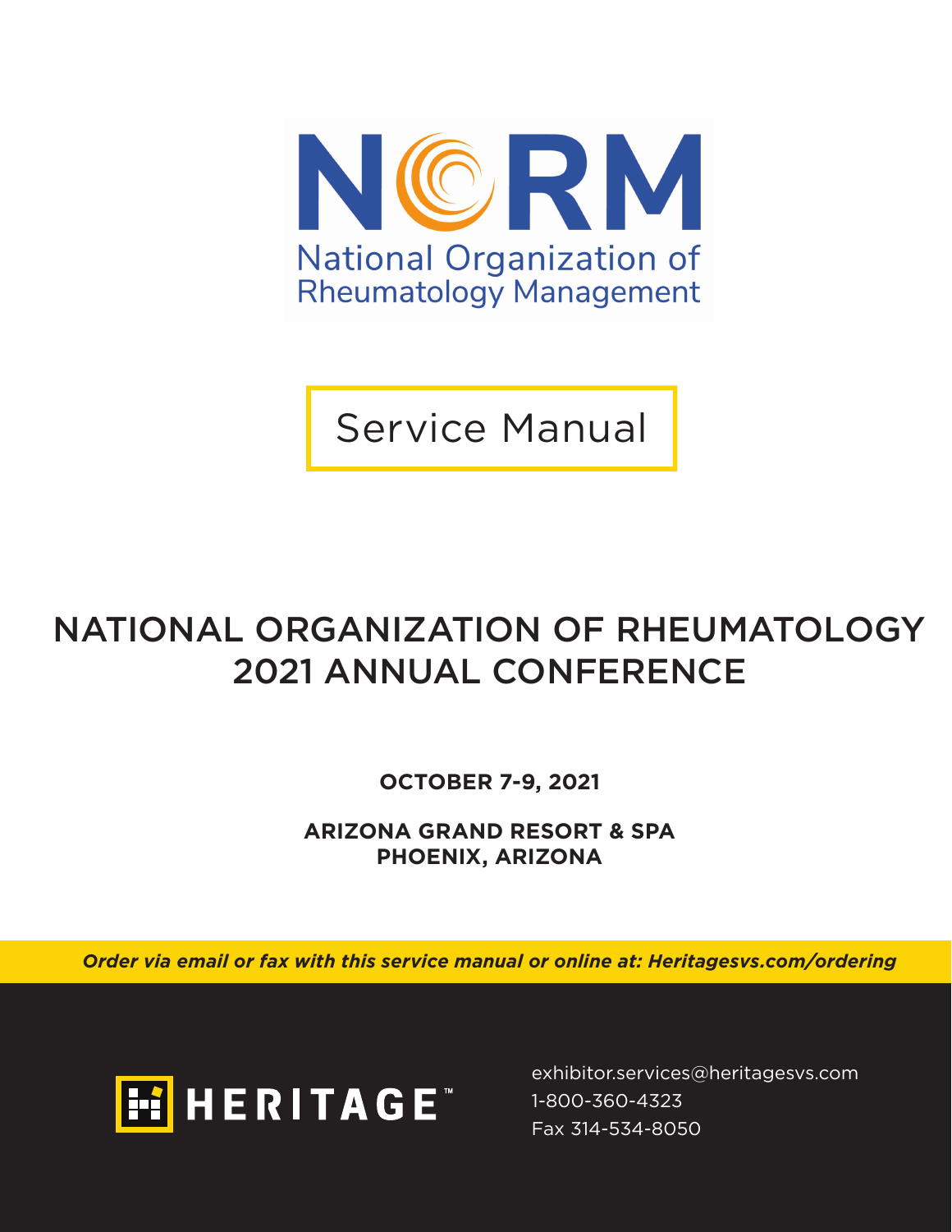NCRM

National Organization of Rheumatology Management

# Service Manual

# NATIONAL ORGANIZATION OF RHEUMATOLOGY 2021 ANNUAL CONFERENCE

**OCTOBER 7-9, 2021**

**ARIZONA GRAND RESORT & SPA**
**PHOENIX, ARIZONA**

***Order via email or fax with this service manual or online at: Heritagesvs.com/ordering***

HERITAGE™

exhibitor.services@heritagesvs.com
1-800-360-4323
Fax 314-534-8050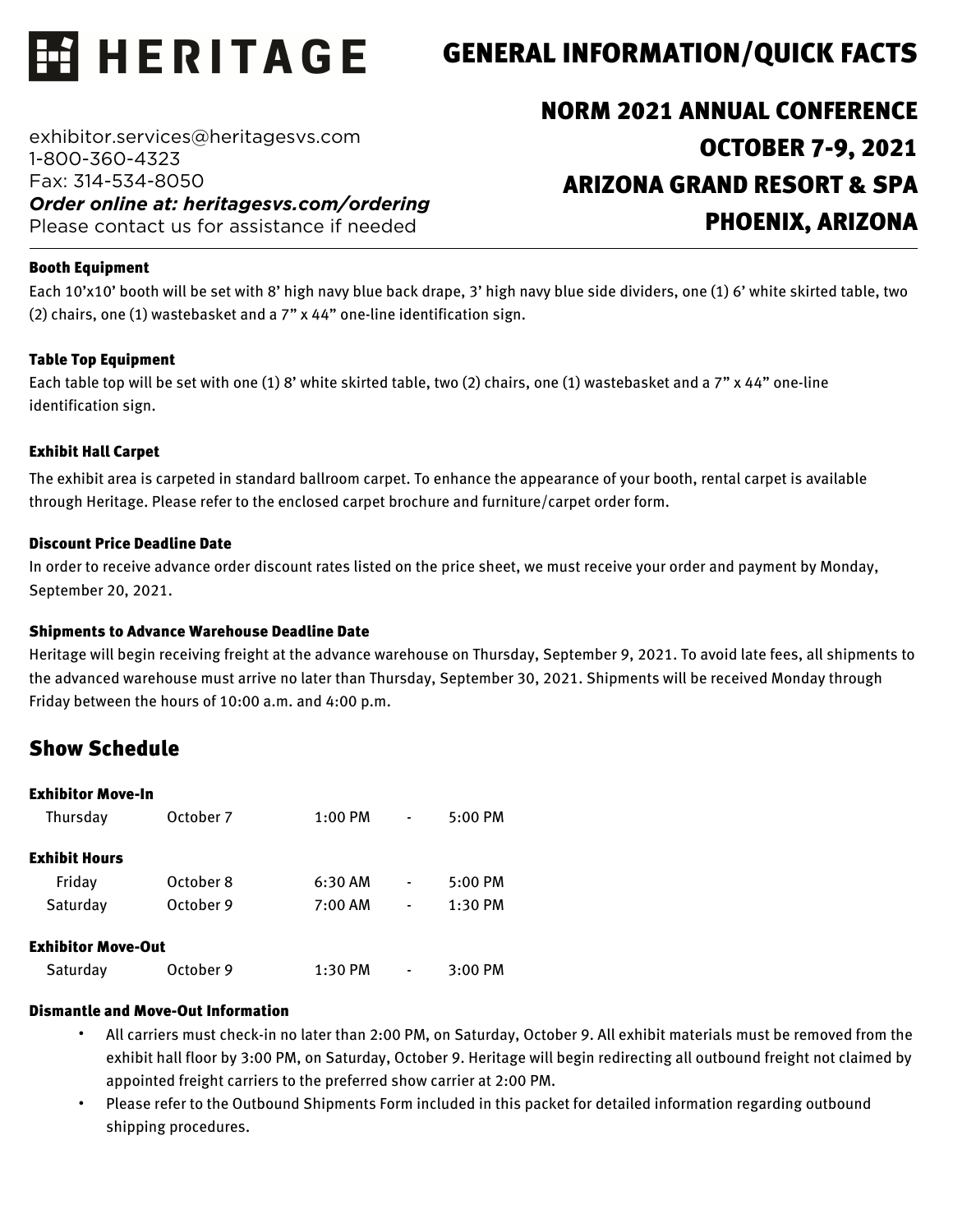# HERITAGE

## GENERAL INFORMATION/QUICK FACTS

exhibitor.services@heritagesvs.com
1-800-360-4323
Fax: 314-534-8050
***Order online at: heritagesvs.com/ordering***
Please contact us for assistance if needed

## NORM 2021 ANNUAL CONFERENCE
## OCTOBER 7-9, 2021
## ARIZONA GRAND RESORT & SPA
## PHOENIX, ARIZONA

---

**Booth Equipment**

Each 10'x10' booth will be set with 8' high navy blue back drape, 3' high navy blue side dividers, one (1) 6' white skirted table, two (2) chairs, one (1) wastebasket and a 7" x 44" one-line identification sign.

**Table Top Equipment**

Each table top will be set with one (1) 8' white skirted table, two (2) chairs, one (1) wastebasket and a 7" x 44" one-line identification sign.

**Exhibit Hall Carpet**

The exhibit area is carpeted in standard ballroom carpet. To enhance the appearance of your booth, rental carpet is available through Heritage. Please refer to the enclosed carpet brochure and furniture/carpet order form.

**Discount Price Deadline Date**

In order to receive advance order discount rates listed on the price sheet, we must receive your order and payment by Monday, September 20, 2021.

**Shipments to Advance Warehouse Deadline Date**

Heritage will begin receiving freight at the advance warehouse on Thursday, September 9, 2021. To avoid late fees, all shipments to the advanced warehouse must arrive no later than Thursday, September 30, 2021. Shipments will be received Monday through Friday between the hours of 10:00 a.m. and 4:00 p.m.

## Show Schedule

**Exhibitor Move-In**

| | | | | |
|---|---|---|---|---|
| Thursday | October 7 | 1:00 PM | - | 5:00 PM |

**Exhibit Hours**

| | | | | |
|---|---|---|---|---|
| Friday | October 8 | 6:30 AM | - | 5:00 PM |
| Saturday | October 9 | 7:00 AM | - | 1:30 PM |

**Exhibitor Move-Out**

| | | | | |
|---|---|---|---|---|
| Saturday | October 9 | 1:30 PM | - | 3:00 PM |

**Dismantle and Move-Out Information**

- All carriers must check-in no later than 2:00 PM, on Saturday, October 9. All exhibit materials must be removed from the exhibit hall floor by 3:00 PM, on Saturday, October 9. Heritage will begin redirecting all outbound freight not claimed by appointed freight carriers to the preferred show carrier at 2:00 PM.
- Please refer to the Outbound Shipments Form included in this packet for detailed information regarding outbound shipping procedures.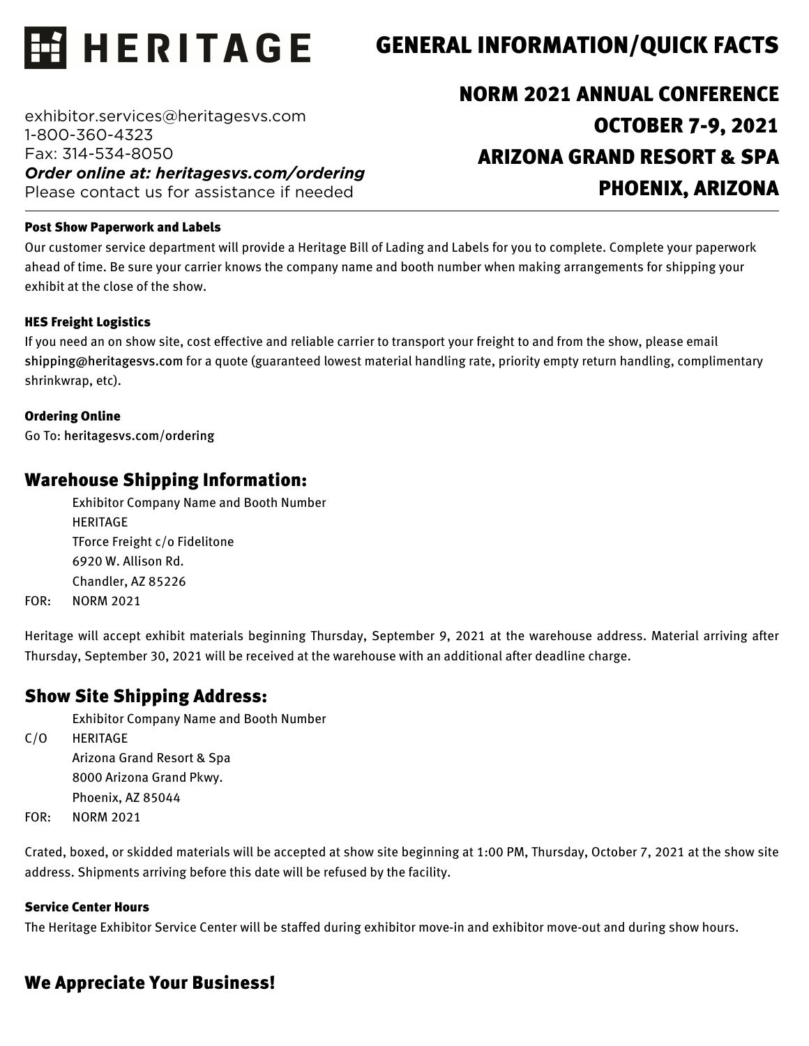# HERITAGE

## GENERAL INFORMATION/QUICK FACTS

exhibitor.services@heritagesvs.com
1-800-360-4323
Fax: 314-534-8050
***Order online at: heritagesvs.com/ordering***
Please contact us for assistance if needed

## NORM 2021 ANNUAL CONFERENCE
## OCTOBER 7-9, 2021
## ARIZONA GRAND RESORT & SPA
## PHOENIX, ARIZONA

---

#### Post Show Paperwork and Labels

Our customer service department will provide a Heritage Bill of Lading and Labels for you to complete. Complete your paperwork ahead of time. Be sure your carrier knows the company name and booth number when making arrangements for shipping your exhibit at the close of the show.

#### HES Freight Logistics

If you need an on show site, cost effective and reliable carrier to transport your freight to and from the show, please email shipping@heritagesvs.com for a quote (guaranteed lowest material handling rate, priority empty return handling, complimentary shrinkwrap, etc).

#### Ordering Online

Go To: heritagesvs.com/ordering

## Warehouse Shipping Information:

Exhibitor Company Name and Booth Number
HERITAGE
TForce Freight c/o Fidelitone
6920 W. Allison Rd.
Chandler, AZ 85226
FOR: NORM 2021

Heritage will accept exhibit materials beginning Thursday, September 9, 2021 at the warehouse address. Material arriving after Thursday, September 30, 2021 will be received at the warehouse with an additional after deadline charge.

## Show Site Shipping Address:

Exhibitor Company Name and Booth Number
C/O HERITAGE
Arizona Grand Resort & Spa
8000 Arizona Grand Pkwy.
Phoenix, AZ 85044
FOR: NORM 2021

Crated, boxed, or skidded materials will be accepted at show site beginning at 1:00 PM, Thursday, October 7, 2021 at the show site address. Shipments arriving before this date will be refused by the facility.

#### Service Center Hours

The Heritage Exhibitor Service Center will be staffed during exhibitor move-in and exhibitor move-out and during show hours.

## We Appreciate Your Business!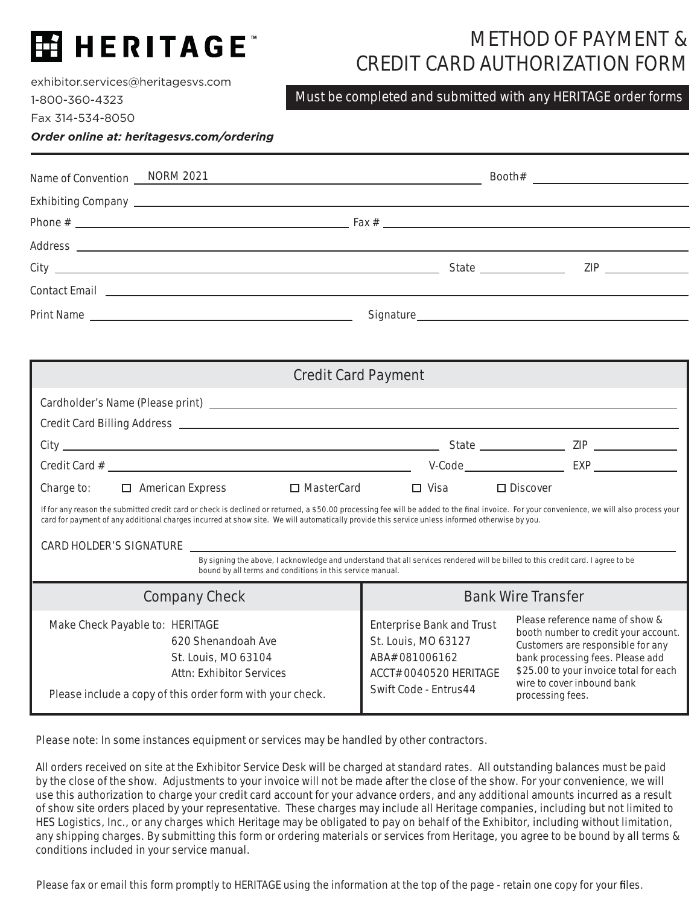# HERITAGE™

exhibitor.services@heritagesvs.com
1-800-360-4323
Fax 314-534-8050

***Order online at: heritagesvs.com/ordering***

# METHOD OF PAYMENT & CREDIT CARD AUTHORIZATION FORM

**Must be completed and submitted with any HERITAGE order forms**

Name of Convention NORM 2021 Booth# ______

Exhibiting Company ______

Phone # ______ Fax # ______

Address ______

City ______ State ______ ZIP ______

Contact Email ______

Print Name ______ Signature ______

## Credit Card Payment

Cardholder's Name (Please print) ______

Credit Card Billing Address ______

City ______ State ______ ZIP ______

Credit Card # ______ V-Code ______ EXP ______

Charge to: ☐ American Express ☐ MasterCard ☐ Visa ☐ Discover

If for any reason the submitted credit card or check is declined or returned, a $50.00 processing fee will be added to the final invoice. For your convenience, we will also process your card for payment of any additional charges incurred at show site. We will automatically provide this service unless informed otherwise by you.

CARD HOLDER'S SIGNATURE ______

By signing the above, I acknowledge and understand that all services rendered will be billed to this credit card. I agree to be bound by all terms and conditions in this service manual.

## Company Check

Make Check Payable to: HERITAGE
620 Shenandoah Ave
St. Louis, MO 63104
Attn: Exhibitor Services

Please include a copy of this order form with your check.

## Bank Wire Transfer

Enterprise Bank and Trust
St. Louis, MO 63127
ABA#081006162
ACCT#0040520 HERITAGE
Swift Code - Entrus44

Please reference name of show & booth number to credit your account. Customers are responsible for any bank processing fees. Please add $25.00 to your invoice total for each wire to cover inbound bank processing fees.

Please note: In some instances equipment or services may be handled by other contractors.

All orders received on site at the Exhibitor Service Desk will be charged at standard rates. All outstanding balances must be paid by the close of the show. Adjustments to your invoice will not be made after the close of the show. For your convenience, we will use this authorization to charge your credit card account for your advance orders, and any additional amounts incurred as a result of show site orders placed by your representative. These charges may include all Heritage companies, including but not limited to HES Logistics, Inc., or any charges which Heritage may be obligated to pay on behalf of the Exhibitor, including without limitation, any shipping charges. By submitting this form or ordering materials or services from Heritage, you agree to be bound by all terms & conditions included in your service manual.

Please fax or email this form promptly to HERITAGE using the information at the top of the page - retain one copy for your files.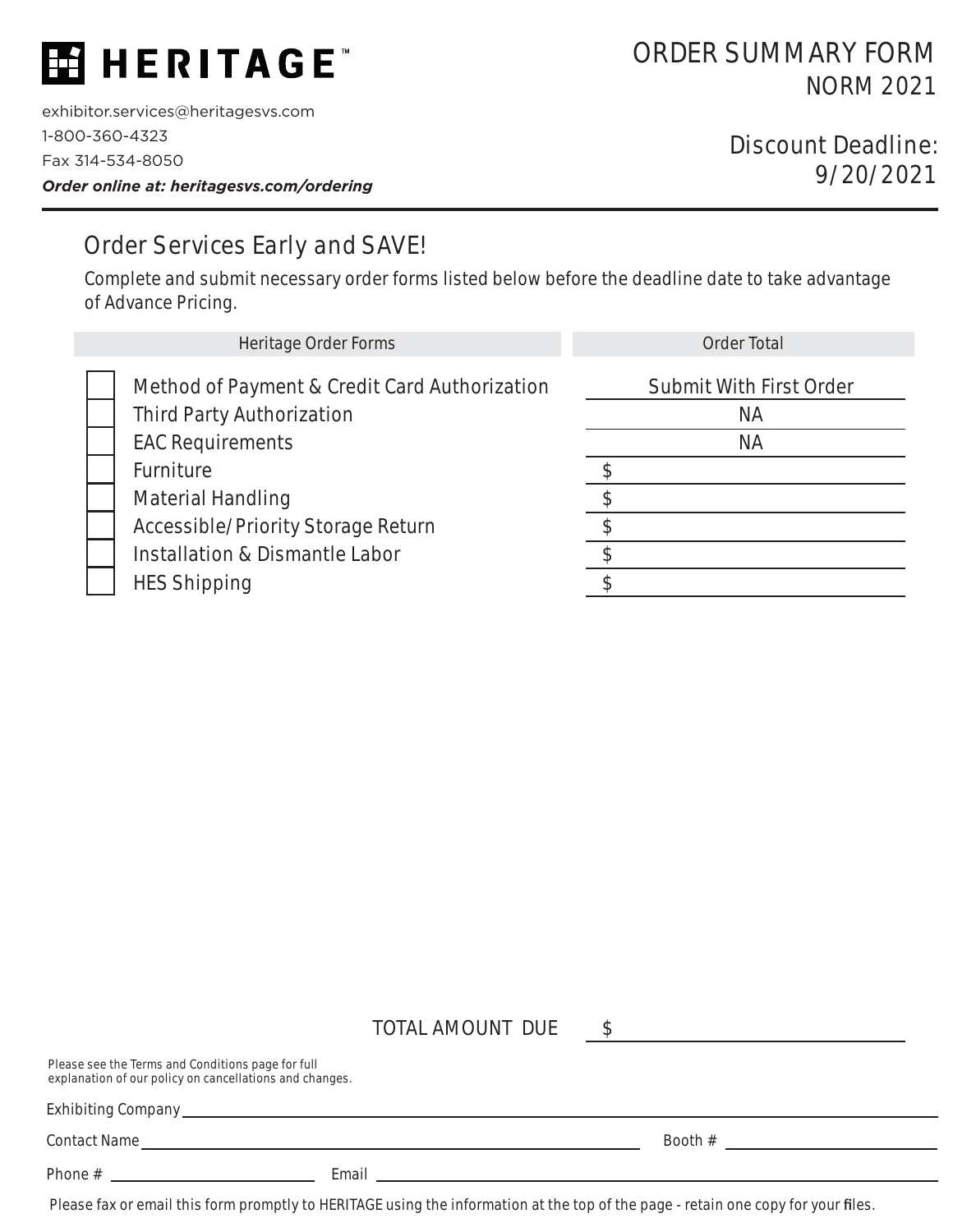# HERITAGE™

exhibitor.services@heritagesvs.com
1-800-360-4323
Fax 314-534-8050
***Order online at: heritagesvs.com/ordering***

## ORDER SUMMARY FORM
## NORM 2021

Discount Deadline:
9/20/2021

## Order Services Early and SAVE!

Complete and submit necessary order forms listed below before the deadline date to take advantage of Advance Pricing.

| | Heritage Order Forms | Order Total |
|---|---|---|
| ☐ | Method of Payment & Credit Card Authorization | Submit With First Order |
| ☐ | Third Party Authorization | NA |
| ☐ | EAC Requirements | NA |
| ☐ | Furniture | $ |
| ☐ | Material Handling | $ |
| ☐ | Accessible/Priority Storage Return | $ |
| ☐ | Installation & Dismantle Labor | $ |
| ☐ | HES Shipping | $ |

TOTAL AMOUNT DUE $ ______________________

Please see the Terms and Conditions page for full explanation of our policy on cancellations and changes.

Exhibiting Company ______________________

Contact Name ______________________ Booth # ______________________

Phone # ______________________ Email ______________________

Please fax or email this form promptly to HERITAGE using the information at the top of the page - retain one copy for your files.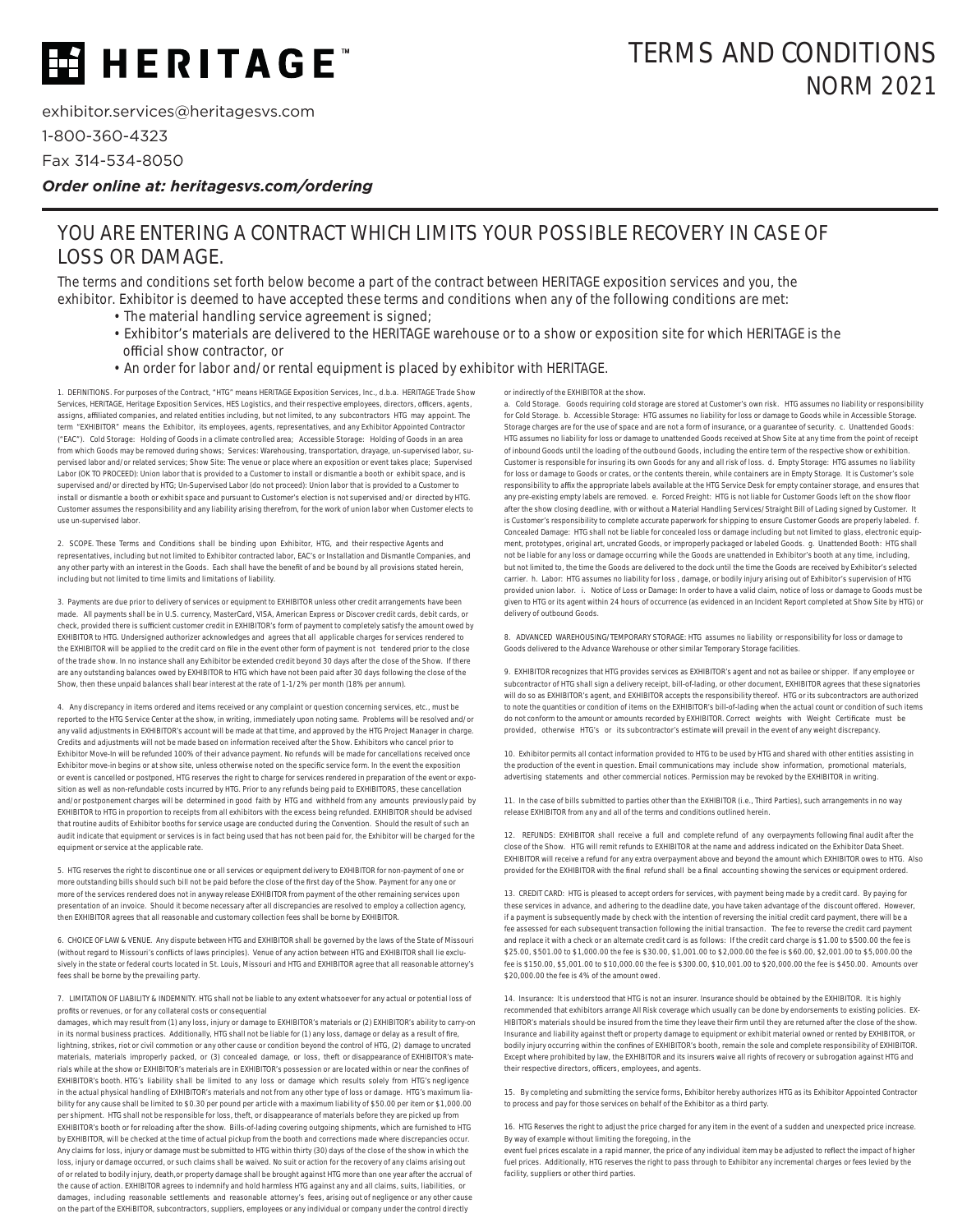# HERITAGE™

# TERMS AND CONDITIONS
## NORM 2021

exhibitor.services@heritagesvs.com

1-800-360-4323

Fax 314-534-8050

***Order online at: heritagesvs.com/ordering***

## YOU ARE ENTERING A CONTRACT WHICH LIMITS YOUR POSSIBLE RECOVERY IN CASE OF LOSS OR DAMAGE.

The terms and conditions set forth below become a part of the contract between HERITAGE exposition services and you, the exhibitor. Exhibitor is deemed to have accepted these terms and conditions when any of the following conditions are met:

- The material handling service agreement is signed;
- Exhibitor's materials are delivered to the HERITAGE warehouse or to a show or exposition site for which HERITAGE is the official show contractor, or
- An order for labor and/or rental equipment is placed by exhibitor with HERITAGE.

1. DEFINITIONS. For purposes of the Contract, "HTG" means HERITAGE Exposition Services, Inc., d.b.a. HERITAGE Trade Show Services, HERITAGE, Heritage Exposition Services, HES Logistics, and their respective employees, directors, officers, agents, assigns, affiliated companies, and related entities including, but not limited, to any subcontractors HTG may appoint. The term "EXHIBITOR" means the Exhibitor, its employees, agents, representatives, and any Exhibitor Appointed Contractor ("EAC"). Cold Storage: Holding of Goods in a climate controlled area; Accessible Storage: Holding of Goods in an area from which Goods may be removed during shows; Services: Warehousing, transportation, drayage, un-supervised labor, supervised labor and/or related services; Show Site: The venue or place where an exposition or event takes place; Supervised Labor (OK TO PROCEED): Union labor that is provided to a Customer to install or dismantle a booth or exhibit space, and is supervised and/or directed by HTG; Un-Supervised Labor (do not proceed): Union labor that is provided to a Customer to install or dismantle a booth or exhibit space and pursuant to Customer's election is not supervised and/or directed by HTG. Customer assumes the responsibility and any liability arising therefrom, for the work of union labor when Customer elects to use un-supervised labor.

2. SCOPE. These Terms and Conditions shall be binding upon Exhibitor, HTG, and their respective Agents and representatives, including but not limited to Exhibitor contracted labor, EAC's or Installation and Dismantle Companies, and any other party with an interest in the Goods. Each shall have the benefit of and be bound by all provisions stated herein, including but not limited to time limits and limitations of liability.

3. Payments are due prior to delivery of services or equipment to EXHIBITOR unless other credit arrangements have been made. All payments shall be in U.S. currency, MasterCard, VISA, American Express or Discover credit cards, debit cards, or check, provided there is sufficient customer credit in EXHIBITOR's form of payment to completely satisfy the amount owed by EXHIBITOR to HTG. Undersigned authorizer acknowledges and agrees that all applicable charges for services rendered to the EXHIBITOR will be applied to the credit card on file in the event other form of payment is not tendered prior to the close of the trade show. In no instance shall any Exhibitor be extended credit beyond 30 days after the close of the Show. If there are any outstanding balances owed by EXHIBITOR to HTG which have not been paid after 30 days following the close of the Show, then these unpaid balances shall bear interest at the rate of 1-1/2% per month (18% per annum).

4. Any discrepancy in items ordered and items received or any complaint or question concerning services, etc., must be reported to the HTG Service Center at the show, in writing, immediately upon noting same. Problems will be resolved and/or any valid adjustments in EXHIBITOR's account will be made at that time, and approved by the HTG Project Manager in charge. Credits and adjustments will not be made based on information received after the Show. Exhibitors who cancel prior to Exhibitor Move-In will be refunded 100% of their advance payment. No refunds will be made for cancellations received once Exhibitor move-in begins or at show site, unless otherwise noted on the specific service form. In the event the exposition or event is cancelled or postponed, HTG reserves the right to charge for services rendered in preparation of the event or exposition as well as non-refundable costs incurred by HTG. Prior to any refunds being paid to EXHIBITORS, these cancellation and/or postponement charges will be determined in good faith by HTG and withheld from any amounts previously paid by EXHIBITOR to HTG in proportion to receipts from all exhibitors with the excess being refunded. EXHIBITOR should be advised that routine audits of Exhibitor booths for service usage are conducted during the Convention. Should the result of such an audit indicate that equipment or services is in fact being used that has not been paid for, the Exhibitor will be charged for the equipment or service at the applicable rate.

5. HTG reserves the right to discontinue one or all services or equipment delivery to EXHIBITOR for non-payment of one or more outstanding bills should such bill not be paid before the close of the first day of the Show. Payment for any one or more of the services rendered does not in anyway release EXHIBITOR from payment of the other remaining services upon presentation of an invoice. Should it become necessary after all discrepancies are resolved to employ a collection agency, then EXHIBITOR agrees that all reasonable and customary collection fees shall be borne by EXHIBITOR.

6. CHOICE OF LAW & VENUE. Any dispute between HTG and EXHIBITOR shall be governed by the laws of the State of Missouri (without regard to Missouri's conflicts of laws principles). Venue of any action between HTG and EXHIBITOR shall lie exclusively in the state or federal courts located in St. Louis, Missouri and HTG and EXHIBITOR agree that all reasonable attorney's fees shall be borne by the prevailing party.

7. LIMITATION OF LIABILITY & INDEMNITY. HTG shall not be liable to any extent whatsoever for any actual or potential loss of profits or revenues, or for any collateral costs or consequential damages, which may result from (1) any loss, injury or damage to EXHIBITOR's materials or (2) EXHIBITOR's ability to carry-on in its normal business practices. Additionally, HTG shall not be liable for (1) any loss, damage or delay as a result of fire, lightning, strikes, riot or civil commotion or any other cause or condition beyond the control of HTG, (2) damage to uncrated materials, materials improperly packed, or (3) concealed damage, or loss, theft or disappearance of EXHIBITOR's materials while at the show or EXHIBITOR's materials are in EXHIBITOR's possession or are located within or near the confines of EXHIBITOR's booth. HTG's liability shall be limited to any loss or damage which results solely from HTG's negligence in the actual physical handling of EXHIBITOR's materials and not from any other type of loss or damage. HTG's maximum liability for any cause shall be limited to $0.30 per pound per article with a maximum liability of $50.00 per item or $1,000.00 per shipment. HTG shall not be responsible for loss, theft, or disappearance of materials before they are picked up from EXHIBITOR's booth or for reloading after the show. Bills-of-lading covering outgoing shipments, which are furnished to HTG by EXHIBITOR, will be checked at the time of actual pickup from the booth and corrections made where discrepancies occur. Any claims for loss, injury or damage must be submitted to HTG within thirty (30) days of the close of the show in which the loss, injury or damage occurred, or such claims shall be waived. No suit or action for the recovery of any claims arising out of or related to bodily injury, death,or property damage shall be brought against HTG more than one year after the accrual of the cause of action. EXHIBITOR agrees to indemnify and hold harmless HTG against any and all claims, suits, liabilities, or damages, including reasonable settlements and reasonable attorney's fees, arising out of negligence or any other cause on the part of the EXHIBITOR, subcontractors, suppliers, employees or any individual or company under the control directly or indirectly of the EXHIBITOR at the show.

a. Cold Storage. Goods requiring cold storage are stored at Customer's own risk. HTG assumes no liability or responsibility for Cold Storage. b. Accessible Storage: HTG assumes no liability for loss or damage to Goods while in Accessible Storage. Storage charges are for the use of space and are not a form of insurance, or a guarantee of security. c. Unattended Goods: HTG assumes no liability for loss or damage to unattended Goods received at Show Site at any time from the point of receipt of inbound Goods until the loading of the outbound Goods, including the entire term of the respective show or exhibition. Customer is responsible for insuring its own Goods for any and all risk of loss. d. Empty Storage: HTG assumes no liability for loss or damage to Goods or crates, or the contents therein, while containers are in Empty Storage. It is Customer's sole responsibility to affix the appropriate labels available at the HTG Service Desk for empty container storage, and ensures that any pre-existing empty labels are removed. e. Forced Freight: HTG is not liable for Customer Goods left on the show floor after the show closing deadline, with or without a Material Handling Services/Straight Bill of Lading signed by Customer. It is Customer's responsibility to complete accurate paperwork for shipping to ensure Customer Goods are properly labeled. f. Concealed Damage: HTG shall not be liable for concealed loss or damage including but not limited to glass, electronic equipment, prototypes, original art, uncrated Goods, or improperly packaged or labeled Goods. g. Unattended Booth: HTG shall not be liable for any loss or damage occurring while the Goods are unattended in Exhibitor's booth at any time, including, but not limited to, the time the Goods are delivered to the dock until the time the Goods are received by Exhibitor's selected carrier. h. Labor: HTG assumes no liability for loss , damage, or bodily injury arising out of Exhibitor's supervision of HTG provided union labor. i. Notice of Loss or Damage: In order to have a valid claim, notice of loss or damage to Goods must be given to HTG or its agent within 24 hours of occurrence (as evidenced in an Incident Report completed at Show Site by HTG) or delivery of outbound Goods.

8. ADVANCED WAREHOUSING/TEMPORARY STORAGE: HTG assumes no liability or responsibility for loss or damage to Goods delivered to the Advance Warehouse or other similar Temporary Storage facilities.

9. EXHIBITOR recognizes that HTG provides services as EXHIBITOR's agent and not as bailee or shipper. If any employee or subcontractor of HTG shall sign a delivery receipt, bill-of-lading, or other document, EXHIBITOR agrees that these signatories will do so as EXHIBITOR's agent, and EXHIBITOR accepts the responsibility thereof. HTG or its subcontractors are authorized to note the quantities or condition of items on the EXHIBITOR's bill-of-lading when the actual count or condition of such items do not conform to the amount or amounts recorded by EXHIBITOR. Correct weights with Weight Certificate must be provided, otherwise HTG's or its subcontractor's estimate will prevail in the event of any weight discrepancy.

10. Exhibitor permits all contact information provided to HTG to be used by HTG and shared with other entities assisting in the production of the event in question. Email communications may include show information, promotional materials, advertising statements and other commercial notices. Permission may be revoked by the EXHIBITOR in writing.

11. In the case of bills submitted to parties other than the EXHIBITOR (i.e., Third Parties), such arrangements in no way release EXHIBITOR from any and all of the terms and conditions outlined herein.

12. REFUNDS: EXHIBITOR shall receive a full and complete refund of any overpayments following final audit after the close of the Show. HTG will remit refunds to EXHIBITOR at the name and address indicated on the Exhibitor Data Sheet. EXHIBITOR will receive a refund for any extra overpayment above and beyond the amount which EXHIBITOR owes to HTG. Also provided for the EXHIBITOR with the final refund shall be a final accounting showing the services or equipment ordered.

13. CREDIT CARD: HTG is pleased to accept orders for services, with payment being made by a credit card. By paying for these services in advance, and adhering to the deadline date, you have taken advantage of the discount offered. However, if a payment is subsequently made by check with the intention of reversing the initial credit card payment, there will be a fee assessed for each subsequent transaction following the initial transaction. The fee to reverse the credit card payment and replace it with a check or an alternate credit card is as follows: If the credit card charge is $1.00 to $500.00 the fee is $25.00, $501.00 to $1,000.00 the fee is $30.00, $1,001.00 to $2,000.00 the fee is $60.00, $2,001.00 to $5,000.00 the fee is $150.00, $5,001.00 to $10,000.00 the fee is $300.00, $10,001.00 to $20,000.00 the fee is $450.00. Amounts over $20,000.00 the fee is 4% of the amount owed.

14. Insurance: It is understood that HTG is not an insurer. Insurance should be obtained by the EXHIBITOR. It is highly recommended that exhibitors arrange All Risk coverage which usually can be done by endorsements to existing policies. EXHIBITOR's materials should be insured from the time they leave their firm until they are returned after the close of the show. Insurance and liability against theft or property damage to equipment or exhibit material owned or rented by EXHIBITOR, or bodily injury occurring within the confines of EXHIBITOR's booth, remain the sole and complete responsibility of EXHIBITOR. Except where prohibited by law, the EXHIBITOR and its insurers waive all rights of recovery or subrogation against HTG and their respective directors, officers, employees, and agents.

15. By completing and submitting the service forms, Exhibitor hereby authorizes HTG as its Exhibitor Appointed Contractor to process and pay for those services on behalf of the Exhibitor as a third party.

16. HTG Reserves the right to adjust the price charged for any item in the event of a sudden and unexpected price increase. By way of example without limiting the foregoing, in the event fuel prices escalate in a rapid manner, the price of any individual item may be adjusted to reflect the impact of higher fuel prices. Additionally, HTG reserves the right to pass through to Exhibitor any incremental charges or fees levied by the facility, suppliers or other third parties.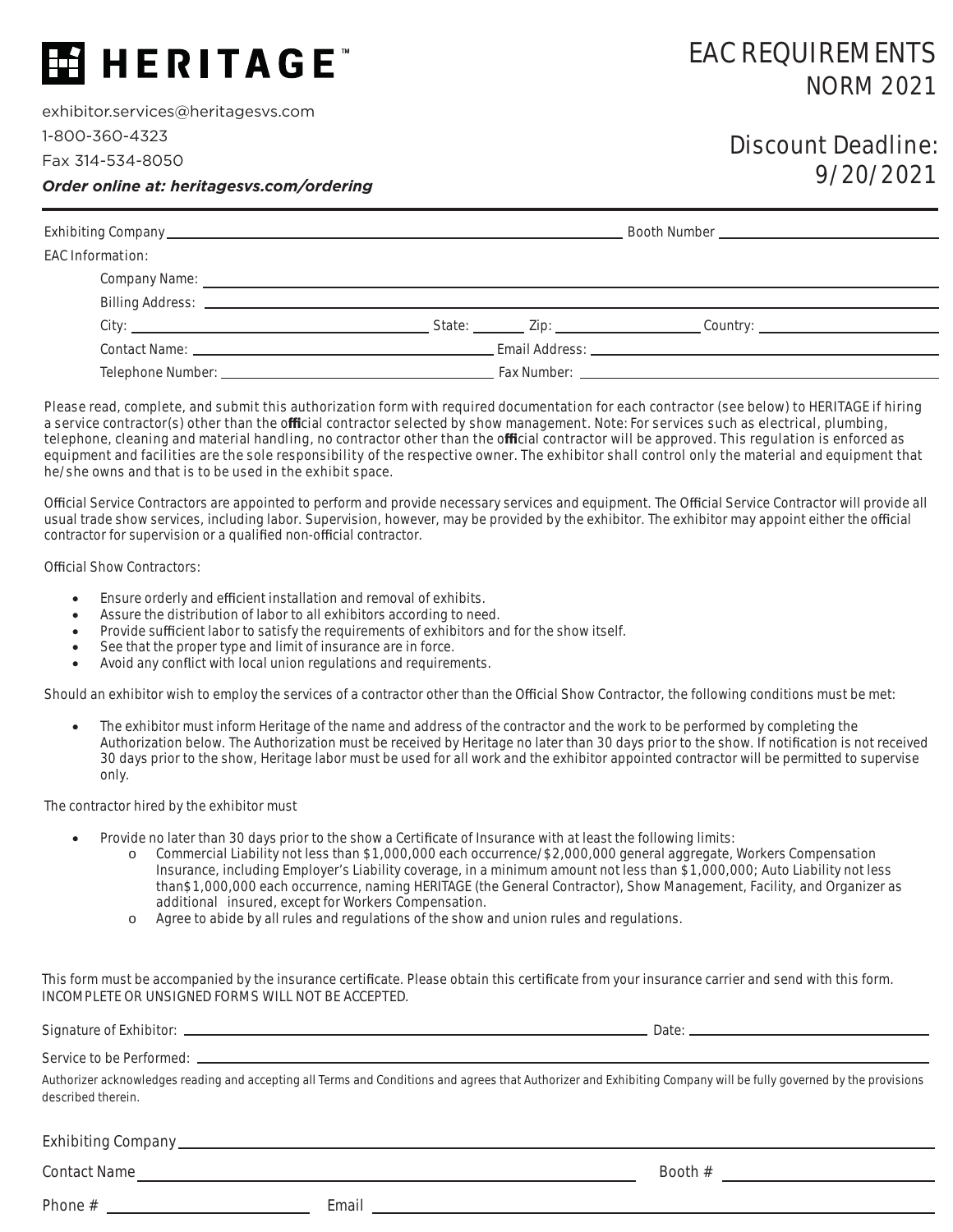# HERITAGE™

exhibitor.services@heritagesvs.com

1-800-360-4323

Fax 314-534-8050

***Order online at: heritagesvs.com/ordering***

# EAC REQUIREMENTS
## NORM 2021

## Discount Deadline: 9/20/2021

---

Exhibiting Company ______________________________ Booth Number ______________

EAC Information:

Company Name: ______________________________

Billing Address: ______________________________

City: ______________ State: ______ Zip: ______________ Country: ______________

Contact Name: ______________________________ Email Address: ______________________________

Telephone Number: ______________________________ Fax Number: ______________________________

Please read, complete, and submit this authorization form with required documentation for each contractor (see below) to HERITAGE if hiring a service contractor(s) other than the official contractor selected by show management. Note: For services such as electrical, plumbing, telephone, cleaning and material handling, no contractor other than the official contractor will be approved. This regulation is enforced as equipment and facilities are the sole responsibility of the respective owner. The exhibitor shall control only the material and equipment that he/she owns and that is to be used in the exhibit space.

Official Service Contractors are appointed to perform and provide necessary services and equipment. The Official Service Contractor will provide all usual trade show services, including labor. Supervision, however, may be provided by the exhibitor. The exhibitor may appoint either the official contractor for supervision or a qualified non-official contractor.

Official Show Contractors:

- Ensure orderly and efficient installation and removal of exhibits.
- Assure the distribution of labor to all exhibitors according to need.
- Provide sufficient labor to satisfy the requirements of exhibitors and for the show itself.
- See that the proper type and limit of insurance are in force.
- Avoid any conflict with local union regulations and requirements.

Should an exhibitor wish to employ the services of a contractor other than the Official Show Contractor, the following conditions must be met:

- The exhibitor must inform Heritage of the name and address of the contractor and the work to be performed by completing the Authorization below. The Authorization must be received by Heritage no later than 30 days prior to the show. If notification is not received 30 days prior to the show, Heritage labor must be used for all work and the exhibitor appointed contractor will be permitted to supervise only.

The contractor hired by the exhibitor must

- Provide no later than 30 days prior to the show a Certificate of Insurance with at least the following limits:
    - o Commercial Liability not less than $1,000,000 each occurrence/$2,000,000 general aggregate, Workers Compensation Insurance, including Employer's Liability coverage, in a minimum amount not less than $1,000,000; Auto Liability not less than$1,000,000 each occurrence, naming HERITAGE (the General Contractor), Show Management, Facility, and Organizer as additional insured, except for Workers Compensation.
    - o Agree to abide by all rules and regulations of the show and union rules and regulations.

This form must be accompanied by the insurance certificate. Please obtain this certificate from your insurance carrier and send with this form. INCOMPLETE OR UNSIGNED FORMS WILL NOT BE ACCEPTED.

Signature of Exhibitor: ______________________________ Date: ______________

Service to be Performed: ______________________________

Authorizer acknowledges reading and accepting all Terms and Conditions and agrees that Authorizer and Exhibiting Company will be fully governed by the provisions described therein.

Exhibiting Company ______________________________

Contact Name ______________________________ Booth # ______________

Phone # ______________ Email ______________________________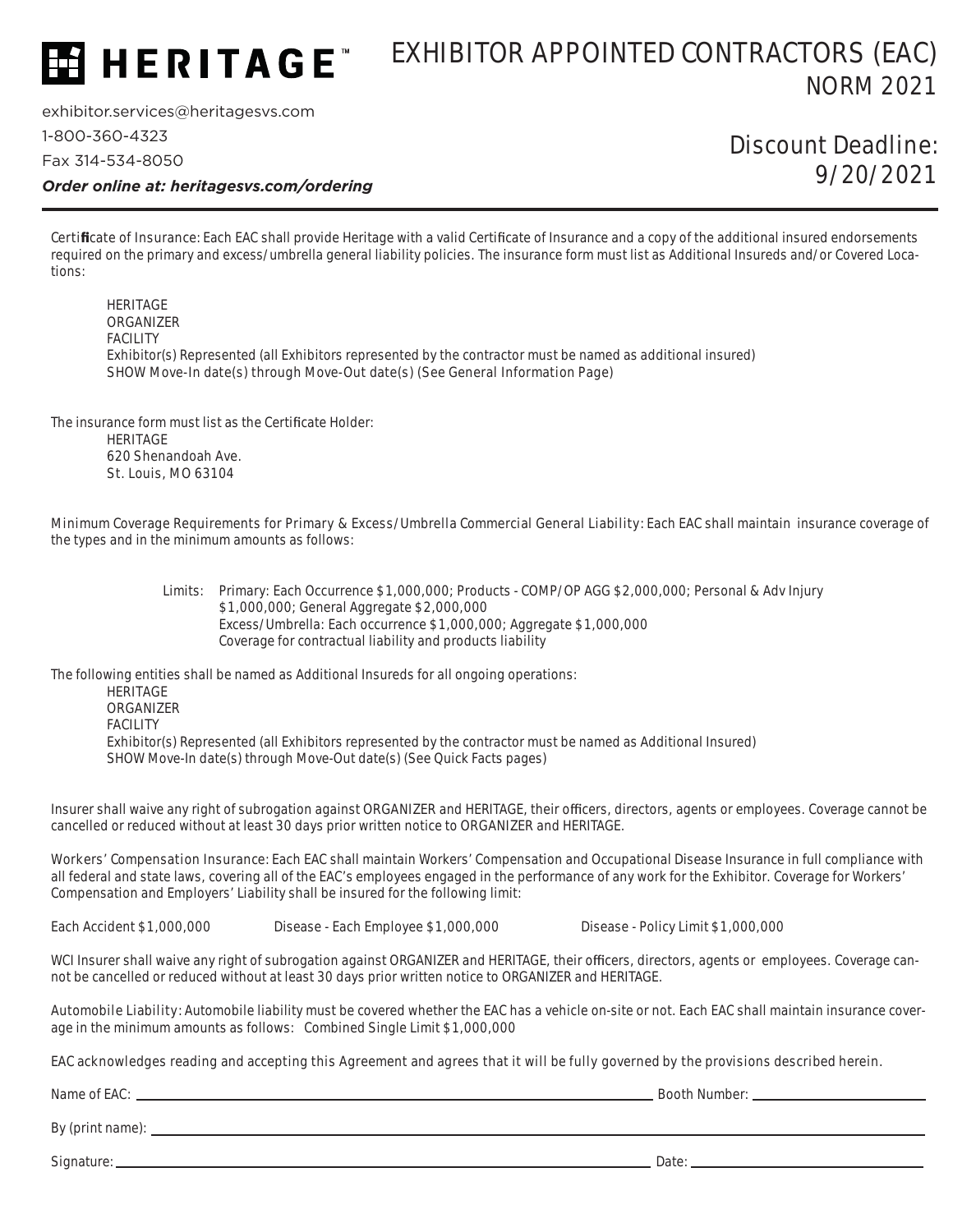# HERITAGE™

# EXHIBITOR APPOINTED CONTRACTORS (EAC)

## NORM 2021

exhibitor.services@heritagesvs.com

1-800-360-4323

Fax 314-534-8050

***Order online at: heritagesvs.com/ordering***

## Discount Deadline: 9/20/2021

---

Certificate of Insurance: Each EAC shall provide Heritage with a valid Certificate of Insurance and a copy of the additional insured endorsements required on the primary and excess/umbrella general liability policies. The insurance form must list as Additional Insureds and/or Covered Locations:

HERITAGE
ORGANIZER
FACILITY
Exhibitor(s) Represented (all Exhibitors represented by the contractor must be named as additional insured)
SHOW Move-In date(s) through Move-Out date(s) (See General Information Page)

The insurance form must list as the Certificate Holder:

HERITAGE
620 Shenandoah Ave.
St. Louis, MO 63104

Minimum Coverage Requirements for Primary & Excess/Umbrella Commercial General Liability: Each EAC shall maintain insurance coverage of the types and in the minimum amounts as follows:

Limits: Primary: Each Occurrence $1,000,000; Products - COMP/OP AGG $2,000,000; Personal & Adv Injury $1,000,000; General Aggregate $2,000,000
Excess/Umbrella: Each occurrence $1,000,000; Aggregate $1,000,000
Coverage for contractual liability and products liability

The following entities shall be named as Additional Insureds for all ongoing operations:

HERITAGE
ORGANIZER
FACILITY
Exhibitor(s) Represented (all Exhibitors represented by the contractor must be named as Additional Insured)
SHOW Move-In date(s) through Move-Out date(s) (See Quick Facts pages)

Insurer shall waive any right of subrogation against ORGANIZER and HERITAGE, their officers, directors, agents or employees. Coverage cannot be cancelled or reduced without at least 30 days prior written notice to ORGANIZER and HERITAGE.

Workers' Compensation Insurance: Each EAC shall maintain Workers' Compensation and Occupational Disease Insurance in full compliance with all federal and state laws, covering all of the EAC's employees engaged in the performance of any work for the Exhibitor. Coverage for Workers' Compensation and Employers' Liability shall be insured for the following limit:

Each Accident $1,000,000 Disease - Each Employee $1,000,000 Disease - Policy Limit $1,000,000

WCI Insurer shall waive any right of subrogation against ORGANIZER and HERITAGE, their officers, directors, agents or employees. Coverage cannot be cancelled or reduced without at least 30 days prior written notice to ORGANIZER and HERITAGE.

Automobile Liability: Automobile liability must be covered whether the EAC has a vehicle on-site or not. Each EAC shall maintain insurance coverage in the minimum amounts as follows: Combined Single Limit $1,000,000

EAC acknowledges reading and accepting this Agreement and agrees that it will be fully governed by the provisions described herein.

Name of EAC: ______________________ Booth Number: ______________

By (print name): ______________________

Signature: ______________________ Date: ______________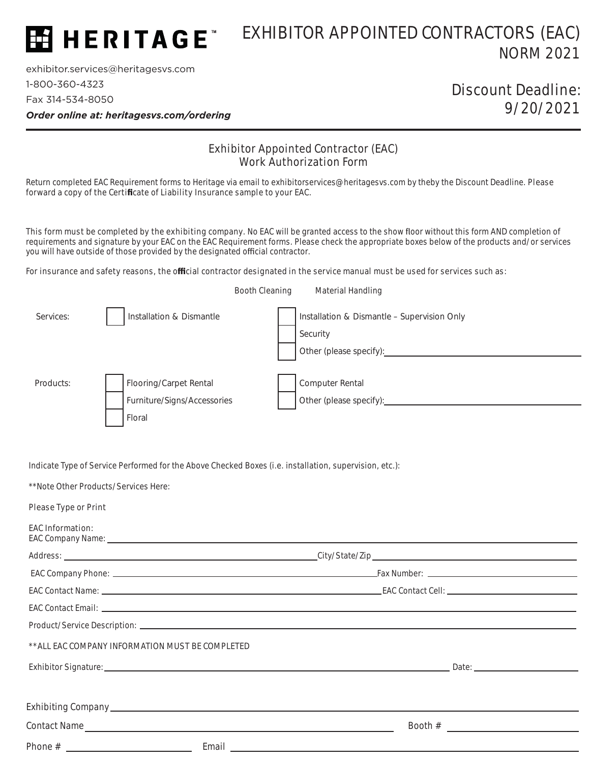**HERITAGE™**

# EXHIBITOR APPOINTED CONTRACTORS (EAC)

NORM 2021

exhibitor.services@heritagesvs.com

1-800-360-4323

Fax 314-534-8050

***Order online at: heritagesvs.com/ordering***

Discount Deadline: 9/20/2021

## Exhibitor Appointed Contractor (EAC) Work Authorization Form

Return completed EAC Requirement forms to Heritage via email to exhibitorservices@heritagesvs.com by theby the Discount Deadline. Please forward a copy of the Certificate of Liability Insurance sample to your EAC.

This form must be completed by the exhibiting company. No EAC will be granted access to the show floor without this form AND completion of requirements and signature by your EAC on the EAC Requirement forms. Please check the appropriate boxes below of the products and/or services you will have outside of those provided by the designated official contractor.

For insurance and safety reasons, the official contractor designated in the service manual must be used for services such as:

Booth Cleaning    Material Handling

Services:
- [ ] Installation & Dismantle
- [ ] Installation & Dismantle – Supervision Only
- [ ] Security
- [ ] Other (please specify): ______

Products:
- [ ] Flooring/Carpet Rental
- [ ] Furniture/Signs/Accessories
- [ ] Floral
- [ ] Computer Rental
- [ ] Other (please specify): ______

Indicate Type of Service Performed for the Above Checked Boxes (i.e. installation, supervision, etc.):

**Note Other Products/Services Here:

Please Type or Print

EAC Information:

EAC Company Name: ______

Address: ______ City/State/Zip ______

EAC Company Phone: ______ Fax Number: ______

EAC Contact Name: ______ EAC Contact Cell: ______

EAC Contact Email: ______

Product/Service Description: ______

**ALL EAC COMPANY INFORMATION MUST BE COMPLETED

Exhibitor Signature: ______ Date: ______

Exhibiting Company ______

Contact Name ______ Booth # ______

Phone # ______ Email ______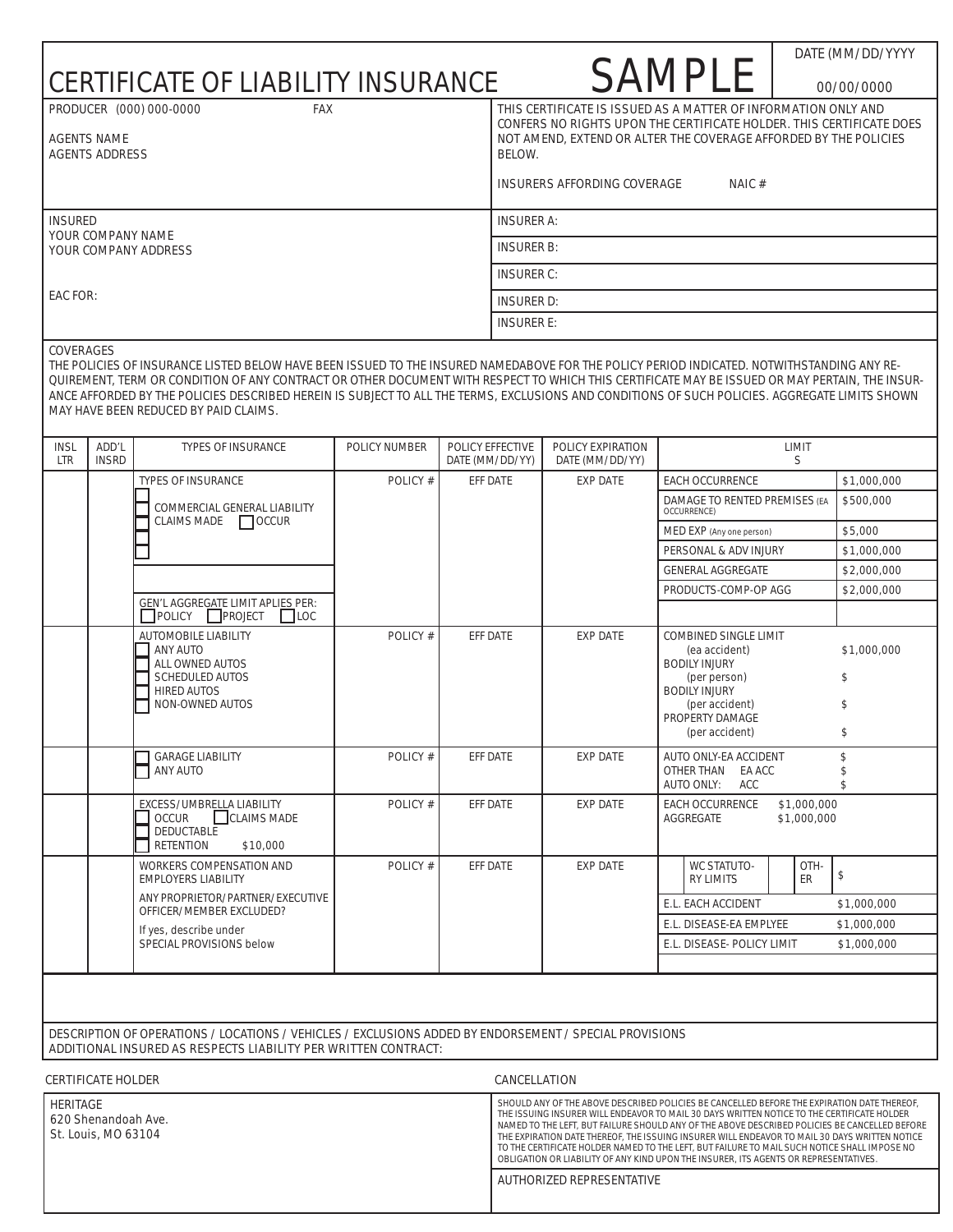# CERTIFICATE OF LIABILITY INSURANCE

**SAMPLE**

DATE (MM/DD/YYYY)
00/00/0000

| | |
|---|---|
| PRODUCER (000) 000-0000 FAX<br><br>AGENTS NAME<br>AGENTS ADDRESS | THIS CERTIFICATE IS ISSUED AS A MATTER OF INFORMATION ONLY AND CONFERS NO RIGHTS UPON THE CERTIFICATE HOLDER. THIS CERTIFICATE DOES NOT AMEND, EXTEND OR ALTER THE COVERAGE AFFORDED BY THE POLICIES BELOW.<br><br>INSURERS AFFORDING COVERAGE NAIC # |
| INSURED<br>YOUR COMPANY NAME<br>YOUR COMPANY ADDRESS<br><br>EAC FOR: | INSURER A:<br>INSURER B:<br>INSURER C:<br>INSURER D:<br>INSURER E: |

## COVERAGES

THE POLICIES OF INSURANCE LISTED BELOW HAVE BEEN ISSUED TO THE INSURED NAMEDABOVE FOR THE POLICY PERIOD INDICATED. NOTWITHSTANDING ANY REQUIREMENT, TERM OR CONDITION OF ANY CONTRACT OR OTHER DOCUMENT WITH RESPECT TO WHICH THIS CERTIFICATE MAY BE ISSUED OR MAY PERTAIN, THE INSURANCE AFFORDED BY THE POLICIES DESCRIBED HEREIN IS SUBJECT TO ALL THE TERMS, EXCLUSIONS AND CONDITIONS OF SUCH POLICIES. AGGREGATE LIMITS SHOWN MAY HAVE BEEN REDUCED BY PAID CLAIMS.

| INSL LTR | ADD'L INSRD | TYPES OF INSURANCE | POLICY NUMBER | POLICY EFFECTIVE DATE (MM/DD/YY) | POLICY EXPIRATION DATE (MM/DD/YY) | LIMITS | |
|---|---|---|---|---|---|---|---|
| | | TYPES OF INSURANCE<br>☐ COMMERCIAL GENERAL LIABILITY<br>☐ CLAIMS MADE ☐ OCCUR<br>☐<br>☐<br><br>GEN'L AGGREGATE LIMIT APLIES PER:<br>☐ POLICY ☐ PROJECT ☐ LOC | POLICY # | EFF DATE | EXP DATE | EACH OCCURRENCE | $1,000,000 |
| | | | | | | DAMAGE TO RENTED PREMISES (EA OCCURRENCE) | $500,000 |
| | | | | | | MED EXP (Any one person) | $5,000 |
| | | | | | | PERSONAL & ADV INJURY | $1,000,000 |
| | | | | | | GENERAL AGGREGATE | $2,000,000 |
| | | | | | | PRODUCTS-COMP-OP AGG | $2,000,000 |
| | | AUTOMOBILE LIABILITY<br>☐ ANY AUTO<br>☐ ALL OWNED AUTOS<br>☐ SCHEDULED AUTOS<br>☐ HIRED AUTOS<br>☐ NON-OWNED AUTOS | POLICY # | EFF DATE | EXP DATE | COMBINED SINGLE LIMIT (ea accident) | $1,000,000 |
| | | | | | | BODILY INJURY (per person) | $ |
| | | | | | | BODILY INJURY (per accident) | $ |
| | | | | | | PROPERTY DAMAGE (per accident) | $ |
| | | ☐ GARAGE LIABILITY<br>☐ ANY AUTO | POLICY # | EFF DATE | EXP DATE | AUTO ONLY-EA ACCIDENT | $ |
| | | | | | | OTHER THAN AUTO ONLY: EA ACC | $ |
| | | | | | | ACC | $ |
| | | EXCESS/UMBRELLA LIABILITY<br>☐ OCCUR ☐ CLAIMS MADE<br>☐ DEDUCTABLE<br>☐ RETENTION $10,000 | POLICY # | EFF DATE | EXP DATE | EACH OCCURRENCE | $1,000,000 |
| | | | | | | AGGREGATE | $1,000,000 |
| | | WORKERS COMPENSATION AND EMPLOYERS LIABILITY<br>ANY PROPRIETOR/PARTNER/EXECUTIVE OFFICER/MEMBER EXCLUDED?<br>If yes, describe under SPECIAL PROVISIONS below | POLICY # | EFF DATE | EXP DATE | WC STATUTORY LIMITS / OTHER | $ |
| | | | | | | E.L. EACH ACCIDENT | $1,000,000 |
| | | | | | | E.L. DISEASE-EA EMPLYEE | $1,000,000 |
| | | | | | | E.L. DISEASE- POLICY LIMIT | $1,000,000 |

DESCRIPTION OF OPERATIONS / LOCATIONS / VEHICLES / EXCLUSIONS ADDED BY ENDORSEMENT / SPECIAL PROVISIONS
ADDITIONAL INSURED AS RESPECTS LIABILITY PER WRITTEN CONTRACT:

| CERTIFICATE HOLDER | CANCELLATION |
|---|---|
| HERITAGE<br>620 Shenandoah Ave.<br>St. Louis, MO 63104 | SHOULD ANY OF THE ABOVE DESCRIBED POLICIES BE CANCELLED BEFORE THE EXPIRATION DATE THEREOF, THE ISSUING INSURER WILL ENDEAVOR TO MAIL 30 DAYS WRITTEN NOTICE TO THE CERTIFICATE HOLDER NAMED TO THE LEFT, BUT FAILURE SHOULD ANY OF THE ABOVE DESCRIBED POLICIES BE CANCELLED BEFORE THE EXPIRATION DATE THEREOF, THE ISSUING INSURER WILL ENDEAVOR TO MAIL 30 DAYS WRITTEN NOTICE TO THE CERTIFICATE HOLDER NAMED TO THE LEFT, BUT FAILURE TO MAIL SUCH NOTICE SHALL IMPOSE NO OBLIGATION OR LIABILITY OF ANY KIND UPON THE INSURER, ITS AGENTS OR REPRESENTATIVES.<br><br>AUTHORIZED REPRESENTATIVE |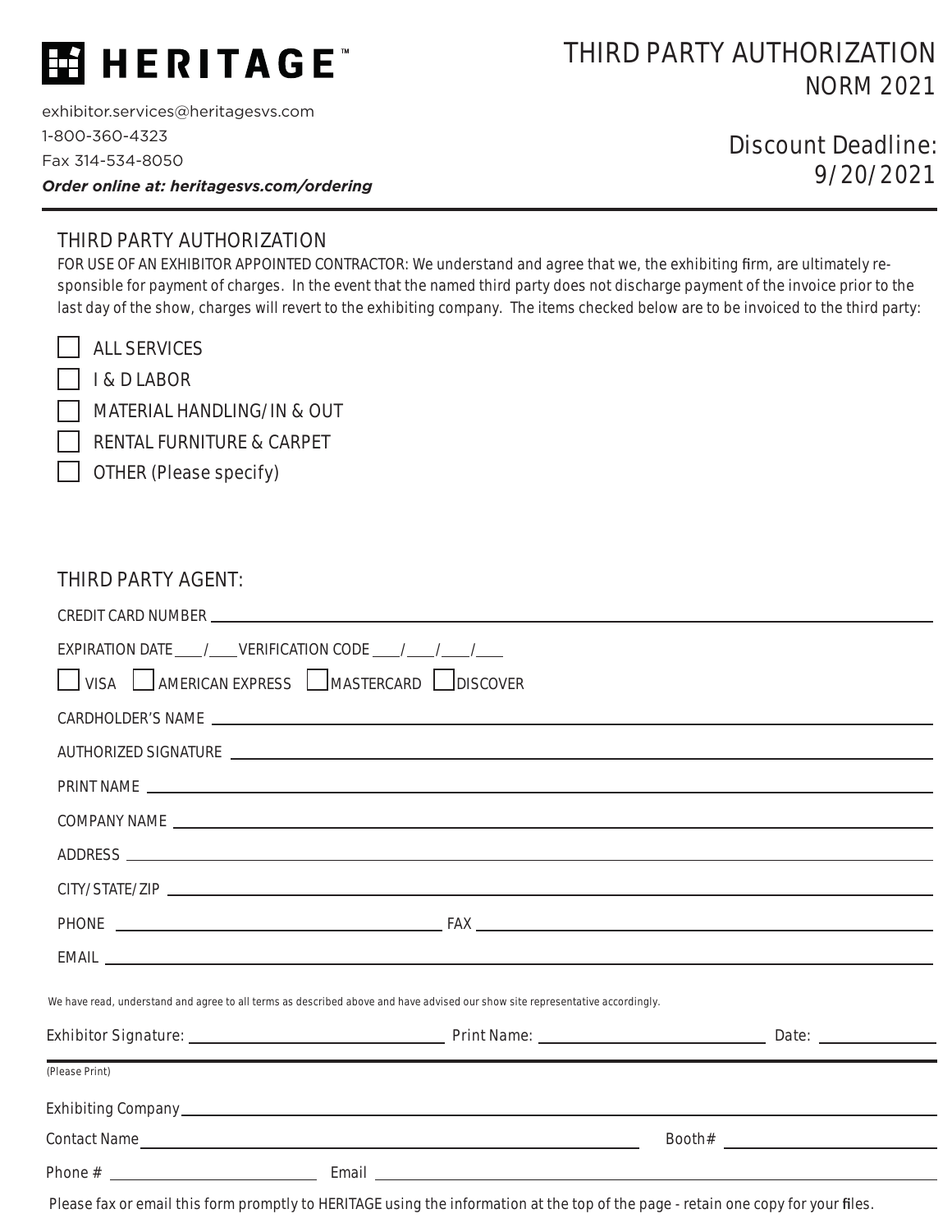# HERITAGE™

exhibitor.services@heritagesvs.com
1-800-360-4323
Fax 314-534-8050
***Order online at: heritagesvs.com/ordering***

# THIRD PARTY AUTHORIZATION
## NORM 2021

**Discount Deadline: 9/20/2021**

---

## THIRD PARTY AUTHORIZATION

FOR USE OF AN EXHIBITOR APPOINTED CONTRACTOR: We understand and agree that we, the exhibiting firm, are ultimately responsible for payment of charges. In the event that the named third party does not discharge payment of the invoice prior to the last day of the show, charges will revert to the exhibiting company. The items checked below are to be invoiced to the third party:

- ☐ ALL SERVICES
- ☐ I & D LABOR
- ☐ MATERIAL HANDLING/ IN & OUT
- ☐ RENTAL FURNITURE & CARPET
- ☐ OTHER (Please specify)

## THIRD PARTY AGENT:

CREDIT CARD NUMBER ______________________________

EXPIRATION DATE ____/____ VERIFICATION CODE ____/____/____/____

☐ VISA ☐ AMERICAN EXPRESS ☐ MASTERCARD ☐ DISCOVER

CARDHOLDER'S NAME ______________________________

AUTHORIZED SIGNATURE ______________________________

PRINT NAME ______________________________

COMPANY NAME ______________________________

ADDRESS ______________________________

CITY/ STATE/ ZIP ______________________________

PHONE ______________________________ FAX ______________________________

EMAIL ______________________________

We have read, understand and agree to all terms as described above and have advised our show site representative accordingly.

Exhibitor Signature: ______________________ Print Name: ______________________ Date: ____________

(Please Print)

Exhibiting Company ______________________________

Contact Name ______________________________ Booth# ____________

Phone # ______________________ Email ______________________________

Please fax or email this form promptly to HERITAGE using the information at the top of the page - retain one copy for your files.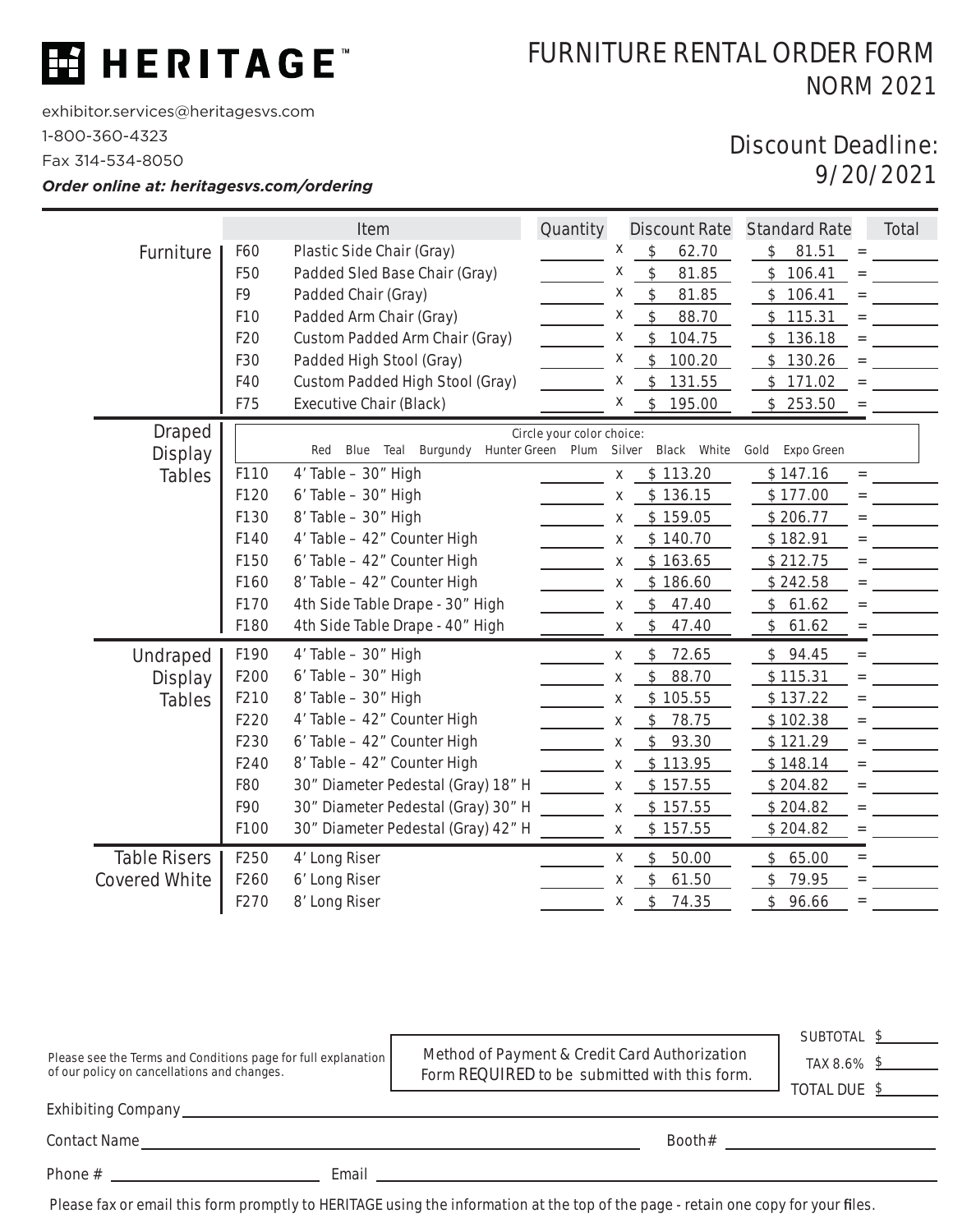# HERITAGE™

exhibitor.services@heritagesvs.com

1-800-360-4323

Fax 314-534-8050

***Order online at: heritagesvs.com/ordering***

# FURNITURE RENTAL ORDER FORM

## NORM 2021

## Discount Deadline: 9/20/2021

| Category | Code | Item | Quantity | | Discount Rate | Standard Rate | | Total |
|---|---|---|---|---|---|---|---|---|
| Furniture | F60 | Plastic Side Chair (Gray) | | x | $ 62.70 | $ 81.51 | = | |
| | F50 | Padded Sled Base Chair (Gray) | | x | $ 81.85 | $ 106.41 | = | |
| | F9 | Padded Chair (Gray) | | x | $ 81.85 | $ 106.41 | = | |
| | F10 | Padded Arm Chair (Gray) | | x | $ 88.70 | $ 115.31 | = | |
| | F20 | Custom Padded Arm Chair (Gray) | | x | $ 104.75 | $ 136.18 | = | |
| | F30 | Padded High Stool (Gray) | | x | $ 100.20 | $ 130.26 | = | |
| | F40 | Custom Padded High Stool (Gray) | | x | $ 131.55 | $ 171.02 | = | |
| | F75 | Executive Chair (Black) | | x | $ 195.00 | $ 253.50 | = | |
| Draped Display Tables | | *Circle your color choice:* Red Blue Teal Burgundy Hunter Green Plum Silver Black White Gold Expo Green | | | | | | |
| | F110 | 4' Table – 30" High | | x | $ 113.20 | $ 147.16 | = | |
| | F120 | 6' Table – 30" High | | x | $ 136.15 | $ 177.00 | = | |
| | F130 | 8' Table – 30" High | | x | $ 159.05 | $ 206.77 | = | |
| | F140 | 4' Table – 42" Counter High | | x | $ 140.70 | $ 182.91 | = | |
| | F150 | 6' Table – 42" Counter High | | x | $ 163.65 | $ 212.75 | = | |
| | F160 | 8' Table – 42" Counter High | | x | $ 186.60 | $ 242.58 | = | |
| | F170 | 4th Side Table Drape - 30" High | | x | $ 47.40 | $ 61.62 | = | |
| | F180 | 4th Side Table Drape - 40" High | | x | $ 47.40 | $ 61.62 | = | |
| Undraped Display Tables | F190 | 4' Table – 30" High | | x | $ 72.65 | $ 94.45 | = | |
| | F200 | 6' Table – 30" High | | x | $ 88.70 | $ 115.31 | = | |
| | F210 | 8' Table – 30" High | | x | $ 105.55 | $ 137.22 | = | |
| | F220 | 4' Table – 42" Counter High | | x | $ 78.75 | $ 102.38 | = | |
| | F230 | 6' Table – 42" Counter High | | x | $ 93.30 | $ 121.29 | = | |
| | F240 | 8' Table – 42" Counter High | | x | $ 113.95 | $ 148.14 | = | |
| | F80 | 30" Diameter Pedestal (Gray) 18" H | | x | $ 157.55 | $ 204.82 | = | |
| | F90 | 30" Diameter Pedestal (Gray) 30" H | | x | $ 157.55 | $ 204.82 | = | |
| | F100 | 30" Diameter Pedestal (Gray) 42" H | | x | $ 157.55 | $ 204.82 | = | |
| Table Risers Covered White | F250 | 4' Long Riser | | x | $ 50.00 | $ 65.00 | = | |
| | F260 | 6' Long Riser | | x | $ 61.50 | $ 79.95 | = | |
| | F270 | 8' Long Riser | | x | $ 74.35 | $ 96.66 | = | |

Please see the Terms and Conditions page for full explanation of our policy on cancellations and changes.

Method of Payment & Credit Card Authorization Form REQUIRED to be submitted with this form.

SUBTOTAL $ \_\_\_\_\_\_\_\_

TAX 8.6% $ \_\_\_\_\_\_\_\_

TOTAL DUE $ \_\_\_\_\_\_\_\_

Exhibiting Company \_\_\_\_\_\_\_\_\_\_\_\_\_\_\_\_\_\_\_\_\_\_\_\_\_\_\_\_\_\_\_\_\_\_\_\_\_\_\_\_

Contact Name \_\_\_\_\_\_\_\_\_\_\_\_\_\_\_\_\_\_\_\_\_\_\_\_\_\_\_\_\_\_ Booth# \_\_\_\_\_\_\_\_\_\_\_\_\_\_\_\_

Phone # \_\_\_\_\_\_\_\_\_\_\_\_\_\_\_\_\_\_ Email \_\_\_\_\_\_\_\_\_\_\_\_\_\_\_\_\_\_\_\_\_\_\_\_\_\_\_\_

Please fax or email this form promptly to HERITAGE using the information at the top of the page - retain one copy for your files.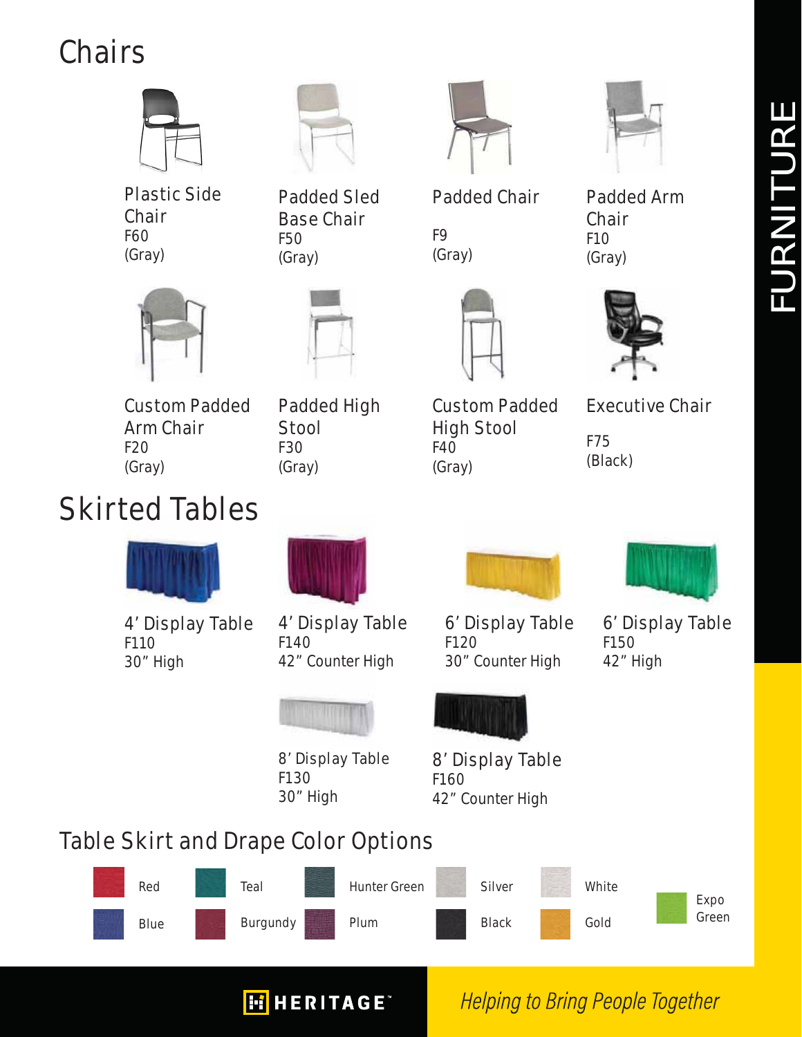# Chairs

Plastic Side Chair
F60
(Gray)

Padded Sled Base Chair
F50
(Gray)

Padded Chair
F9
(Gray)

Padded Arm Chair
F10
(Gray)

Custom Padded Arm Chair
F20
(Gray)

Padded High Stool
F30
(Gray)

Custom Padded High Stool
F40
(Gray)

Executive Chair
F75
(Black)

# Skirted Tables

4' Display Table
F110
30" High

4' Display Table
F140
42" Counter High

6' Display Table
F120
30" Counter High

6' Display Table
F150
42" High

8' Display Table
F130
30" High

8' Display Table
F160
42" Counter High

## Table Skirt and Drape Color Options

- Red
- Blue
- Teal
- Burgundy
- Hunter Green
- Plum
- Silver
- Black
- White
- Gold
- Expo Green

FURNITURE

HERITAGE™

*Helping to Bring People Together*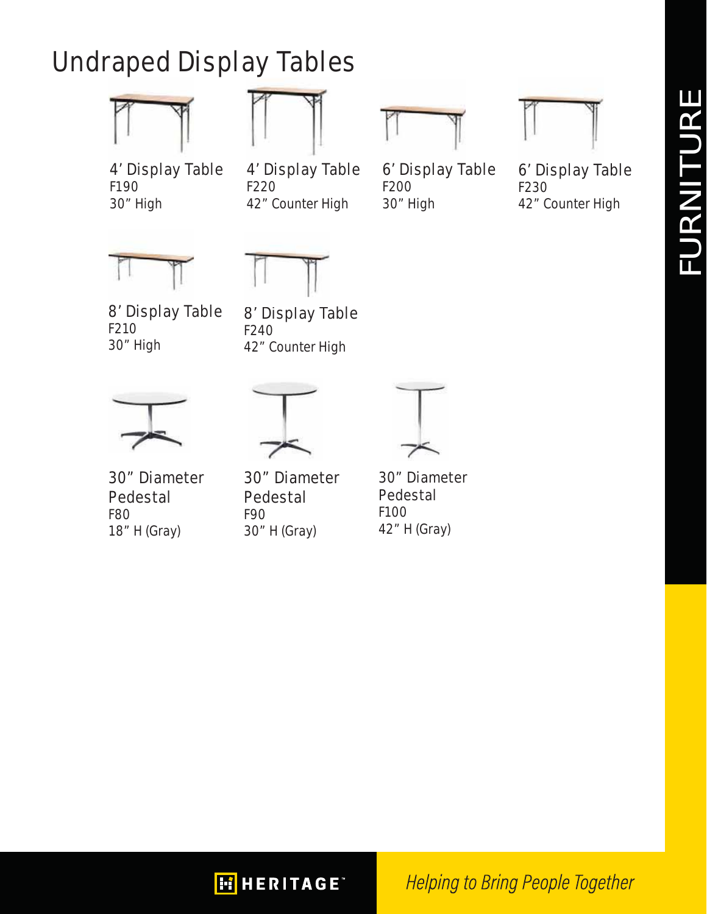# Undraped Display Tables

4' Display Table
F190
30" High

4' Display Table
F220
42" Counter High

6' Display Table
F200
30" High

6' Display Table
F230
42" Counter High

8' Display Table
F210
30" High

8' Display Table
F240
42" Counter High

30" Diameter Pedestal
F80
18" H (Gray)

30" Diameter Pedestal
F90
30" H (Gray)

30" Diameter Pedestal
F100
42" H (Gray)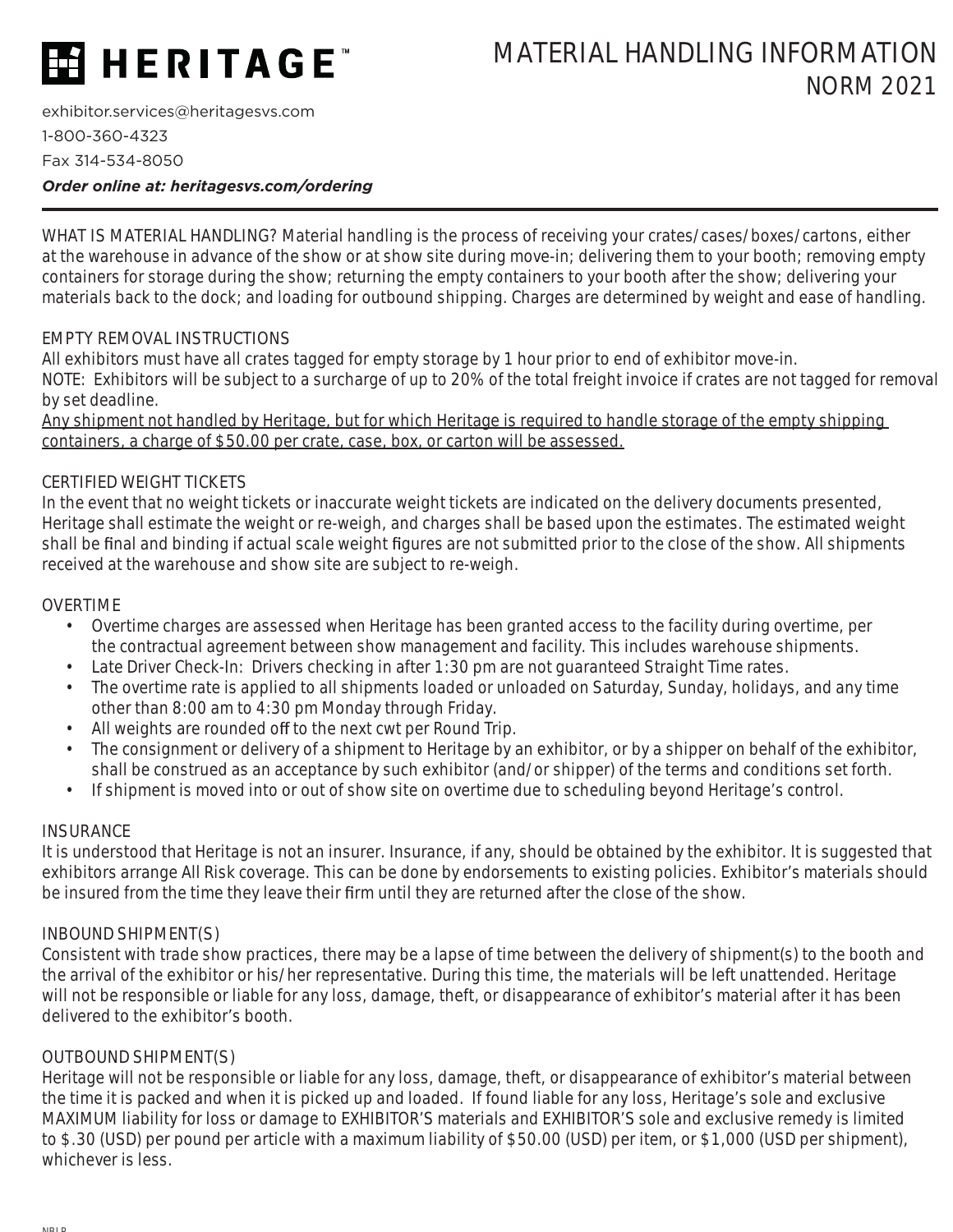# HERITAGE™

# MATERIAL HANDLING INFORMATION
## NORM 2021

exhibitor.services@heritagesvs.com

1-800-360-4323

Fax 314-534-8050

***Order online at: heritagesvs.com/ordering***

---

WHAT IS MATERIAL HANDLING? Material handling is the process of receiving your crates/cases/boxes/cartons, either at the warehouse in advance of the show or at show site during move-in; delivering them to your booth; removing empty containers for storage during the show; returning the empty containers to your booth after the show; delivering your materials back to the dock; and loading for outbound shipping. Charges are determined by weight and ease of handling.

### EMPTY REMOVAL INSTRUCTIONS

All exhibitors must have all crates tagged for empty storage by 1 hour prior to end of exhibitor move-in.

NOTE: Exhibitors will be subject to a surcharge of up to 20% of the total freight invoice if crates are not tagged for removal by set deadline.

<u>Any shipment not handled by Heritage, but for which Heritage is required to handle storage of the empty shipping containers, a charge of $50.00 per crate, case, box, or carton will be assessed.</u>

### CERTIFIED WEIGHT TICKETS

In the event that no weight tickets or inaccurate weight tickets are indicated on the delivery documents presented, Heritage shall estimate the weight or re-weigh, and charges shall be based upon the estimates. The estimated weight shall be final and binding if actual scale weight figures are not submitted prior to the close of the show. All shipments received at the warehouse and show site are subject to re-weigh.

### OVERTIME

- Overtime charges are assessed when Heritage has been granted access to the facility during overtime, per the contractual agreement between show management and facility. This includes warehouse shipments.
- Late Driver Check-In: Drivers checking in after 1:30 pm are not guaranteed Straight Time rates.
- The overtime rate is applied to all shipments loaded or unloaded on Saturday, Sunday, holidays, and any time other than 8:00 am to 4:30 pm Monday through Friday.
- All weights are rounded off to the next cwt per Round Trip.
- The consignment or delivery of a shipment to Heritage by an exhibitor, or by a shipper on behalf of the exhibitor, shall be construed as an acceptance by such exhibitor (and/or shipper) of the terms and conditions set forth.
- If shipment is moved into or out of show site on overtime due to scheduling beyond Heritage's control.

### INSURANCE

It is understood that Heritage is not an insurer. Insurance, if any, should be obtained by the exhibitor. It is suggested that exhibitors arrange All Risk coverage. This can be done by endorsements to existing policies. Exhibitor's materials should be insured from the time they leave their firm until they are returned after the close of the show.

### INBOUND SHIPMENT(S)

Consistent with trade show practices, there may be a lapse of time between the delivery of shipment(s) to the booth and the arrival of the exhibitor or his/her representative. During this time, the materials will be left unattended. Heritage will not be responsible or liable for any loss, damage, theft, or disappearance of exhibitor's material after it has been delivered to the exhibitor's booth.

### OUTBOUND SHIPMENT(S)

Heritage will not be responsible or liable for any loss, damage, theft, or disappearance of exhibitor's material between the time it is packed and when it is picked up and loaded. If found liable for any loss, Heritage's sole and exclusive MAXIMUM liability for loss or damage to EXHIBITOR'S materials and EXHIBITOR'S sole and exclusive remedy is limited to $.30 (USD) per pound per article with a maximum liability of $50.00 (USD) per item, or $1,000 (USD per shipment), whichever is less.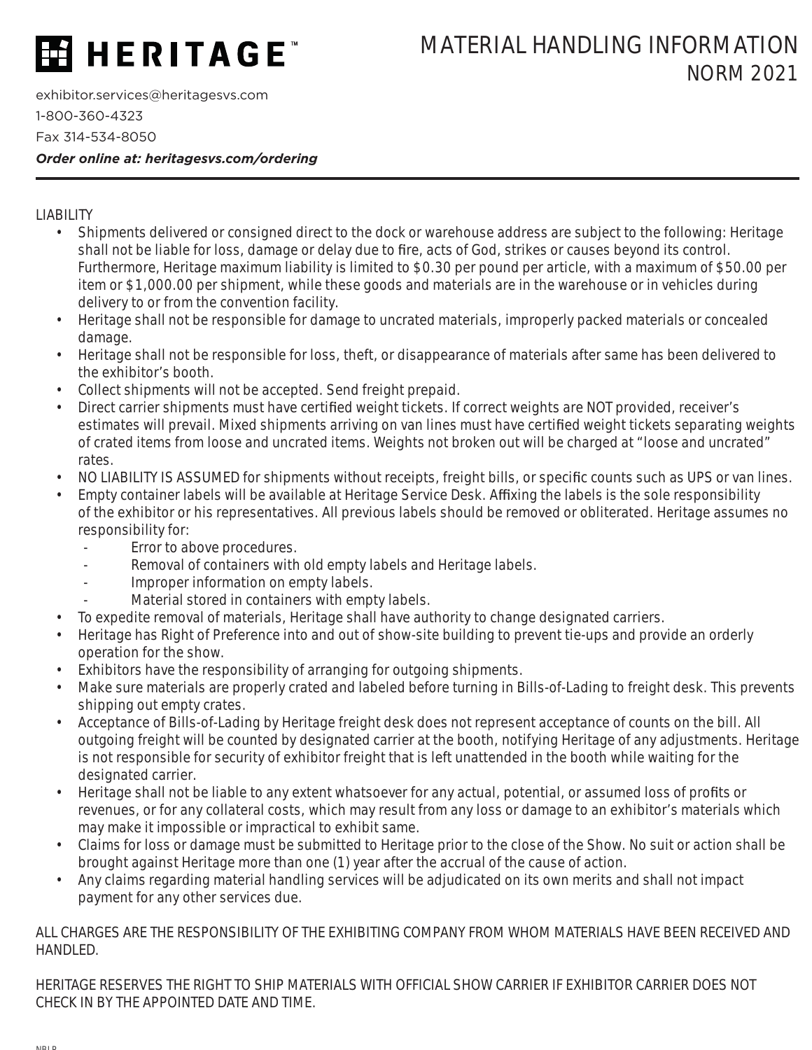# HERITAGE™

# MATERIAL HANDLING INFORMATION
## NORM 2021

exhibitor.services@heritagesvs.com
1-800-360-4323
Fax 314-534-8050
***Order online at: heritagesvs.com/ordering***

---

LIABILITY

- Shipments delivered or consigned direct to the dock or warehouse address are subject to the following: Heritage shall not be liable for loss, damage or delay due to fire, acts of God, strikes or causes beyond its control. Furthermore, Heritage maximum liability is limited to $0.30 per pound per article, with a maximum of $50.00 per item or $1,000.00 per shipment, while these goods and materials are in the warehouse or in vehicles during delivery to or from the convention facility.
- Heritage shall not be responsible for damage to uncrated materials, improperly packed materials or concealed damage.
- Heritage shall not be responsible for loss, theft, or disappearance of materials after same has been delivered to the exhibitor's booth.
- Collect shipments will not be accepted. Send freight prepaid.
- Direct carrier shipments must have certified weight tickets. If correct weights are NOT provided, receiver's estimates will prevail. Mixed shipments arriving on van lines must have certified weight tickets separating weights of crated items from loose and uncrated items. Weights not broken out will be charged at "loose and uncrated" rates.
- NO LIABILITY IS ASSUMED for shipments without receipts, freight bills, or specific counts such as UPS or van lines.
- Empty container labels will be available at Heritage Service Desk. Affixing the labels is the sole responsibility of the exhibitor or his representatives. All previous labels should be removed or obliterated. Heritage assumes no responsibility for:
  - Error to above procedures.
  - Removal of containers with old empty labels and Heritage labels.
  - Improper information on empty labels.
  - Material stored in containers with empty labels.
- To expedite removal of materials, Heritage shall have authority to change designated carriers.
- Heritage has Right of Preference into and out of show-site building to prevent tie-ups and provide an orderly operation for the show.
- Exhibitors have the responsibility of arranging for outgoing shipments.
- Make sure materials are properly crated and labeled before turning in Bills-of-Lading to freight desk. This prevents shipping out empty crates.
- Acceptance of Bills-of-Lading by Heritage freight desk does not represent acceptance of counts on the bill. All outgoing freight will be counted by designated carrier at the booth, notifying Heritage of any adjustments. Heritage is not responsible for security of exhibitor freight that is left unattended in the booth while waiting for the designated carrier.
- Heritage shall not be liable to any extent whatsoever for any actual, potential, or assumed loss of profits or revenues, or for any collateral costs, which may result from any loss or damage to an exhibitor's materials which may make it impossible or impractical to exhibit same.
- Claims for loss or damage must be submitted to Heritage prior to the close of the Show. No suit or action shall be brought against Heritage more than one (1) year after the accrual of the cause of action.
- Any claims regarding material handling services will be adjudicated on its own merits and shall not impact payment for any other services due.

ALL CHARGES ARE THE RESPONSIBILITY OF THE EXHIBITING COMPANY FROM WHOM MATERIALS HAVE BEEN RECEIVED AND HANDLED.

HERITAGE RESERVES THE RIGHT TO SHIP MATERIALS WITH OFFICIAL SHOW CARRIER IF EXHIBITOR CARRIER DOES NOT CHECK IN BY THE APPOINTED DATE AND TIME.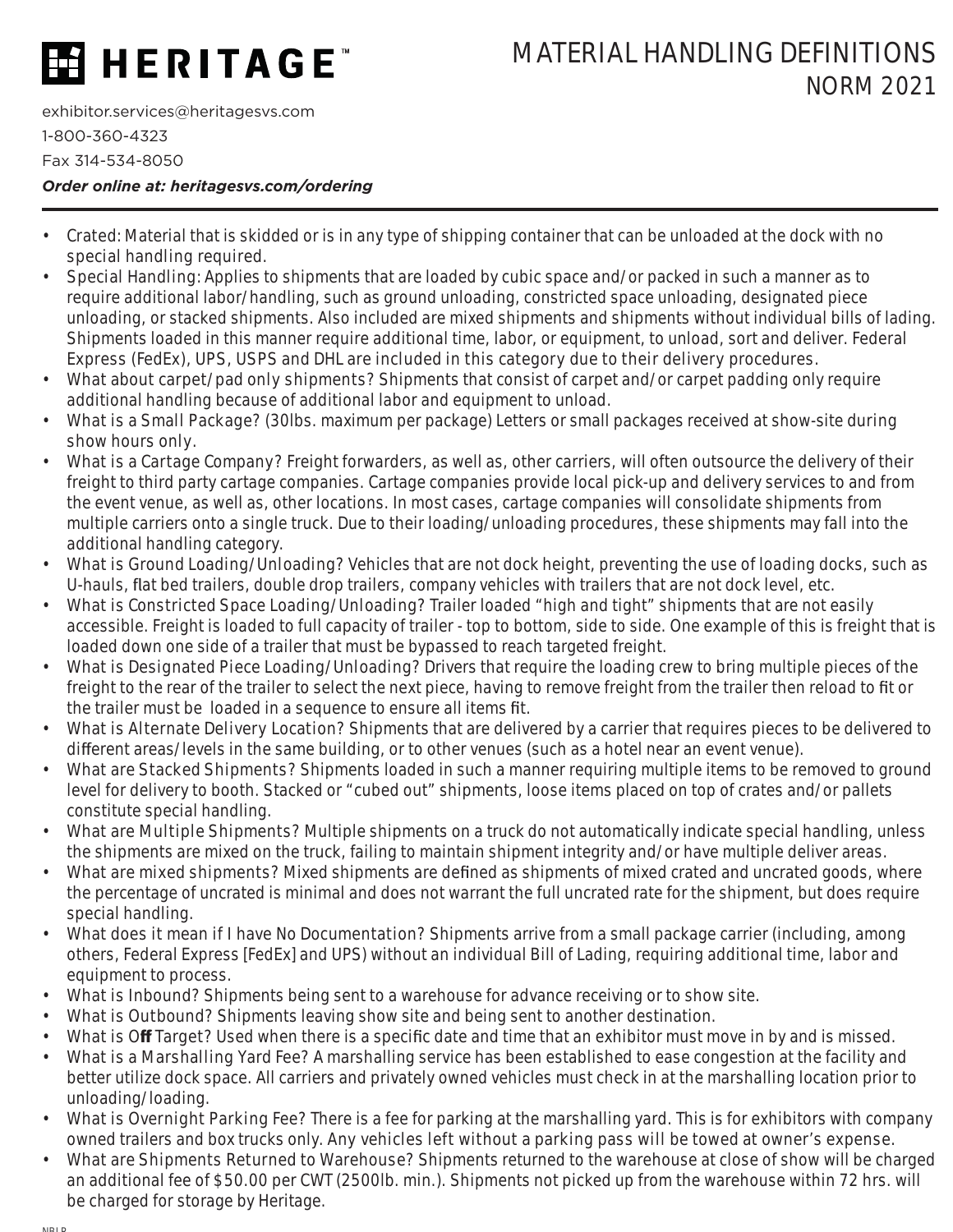# HERITAGE™

# MATERIAL HANDLING DEFINITIONS
## NORM 2021

exhibitor.services@heritagesvs.com
1-800-360-4323
Fax 314-534-8050
***Order online at: heritagesvs.com/ordering***

---

- Crated: Material that is skidded or is in any type of shipping container that can be unloaded at the dock with no special handling required.
- Special Handling: Applies to shipments that are loaded by cubic space and/or packed in such a manner as to require additional labor/handling, such as ground unloading, constricted space unloading, designated piece unloading, or stacked shipments. Also included are mixed shipments and shipments without individual bills of lading. Shipments loaded in this manner require additional time, labor, or equipment, to unload, sort and deliver. Federal Express (FedEx), UPS, USPS and DHL are included in this category due to their delivery procedures.
- What about carpet/pad only shipments? Shipments that consist of carpet and/or carpet padding only require additional handling because of additional labor and equipment to unload.
- What is a Small Package? (30lbs. maximum per package) Letters or small packages received at show-site during show hours only.
- What is a Cartage Company? Freight forwarders, as well as, other carriers, will often outsource the delivery of their freight to third party cartage companies. Cartage companies provide local pick-up and delivery services to and from the event venue, as well as, other locations. In most cases, cartage companies will consolidate shipments from multiple carriers onto a single truck. Due to their loading/unloading procedures, these shipments may fall into the additional handling category.
- What is Ground Loading/Unloading? Vehicles that are not dock height, preventing the use of loading docks, such as U-hauls, flat bed trailers, double drop trailers, company vehicles with trailers that are not dock level, etc.
- What is Constricted Space Loading/Unloading? Trailer loaded “high and tight” shipments that are not easily accessible. Freight is loaded to full capacity of trailer - top to bottom, side to side. One example of this is freight that is loaded down one side of a trailer that must be bypassed to reach targeted freight.
- What is Designated Piece Loading/Unloading? Drivers that require the loading crew to bring multiple pieces of the freight to the rear of the trailer to select the next piece, having to remove freight from the trailer then reload to fit or the trailer must be loaded in a sequence to ensure all items fit.
- What is Alternate Delivery Location? Shipments that are delivered by a carrier that requires pieces to be delivered to different areas/levels in the same building, or to other venues (such as a hotel near an event venue).
- What are Stacked Shipments? Shipments loaded in such a manner requiring multiple items to be removed to ground level for delivery to booth. Stacked or “cubed out” shipments, loose items placed on top of crates and/or pallets constitute special handling.
- What are Multiple Shipments? Multiple shipments on a truck do not automatically indicate special handling, unless the shipments are mixed on the truck, failing to maintain shipment integrity and/or have multiple deliver areas.
- What are mixed shipments? Mixed shipments are defined as shipments of mixed crated and uncrated goods, where the percentage of uncrated is minimal and does not warrant the full uncrated rate for the shipment, but does require special handling.
- What does it mean if I have No Documentation? Shipments arrive from a small package carrier (including, among others, Federal Express [FedEx] and UPS) without an individual Bill of Lading, requiring additional time, labor and equipment to process.
- What is Inbound? Shipments being sent to a warehouse for advance receiving or to show site.
- What is Outbound? Shipments leaving show site and being sent to another destination.
- What is Off Target? Used when there is a specific date and time that an exhibitor must move in by and is missed.
- What is a Marshalling Yard Fee? A marshalling service has been established to ease congestion at the facility and better utilize dock space. All carriers and privately owned vehicles must check in at the marshalling location prior to unloading/loading.
- What is Overnight Parking Fee? There is a fee for parking at the marshalling yard. This is for exhibitors with company owned trailers and box trucks only. Any vehicles left without a parking pass will be towed at owner’s expense.
- What are Shipments Returned to Warehouse? Shipments returned to the warehouse at close of show will be charged an additional fee of $50.00 per CWT (2500lb. min.). Shipments not picked up from the warehouse within 72 hrs. will be charged for storage by Heritage.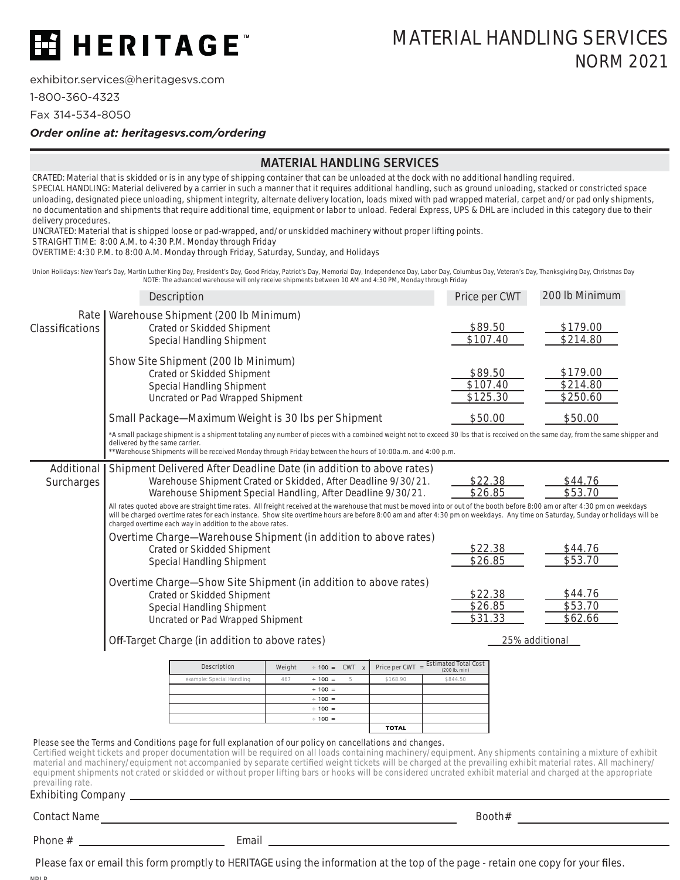# HERITAGE™

# MATERIAL HANDLING SERVICES
## NORM 2021

exhibitor.services@heritagesvs.com

1-800-360-4323

Fax 314-534-8050

***Order online at: heritagesvs.com/ordering***

## MATERIAL HANDLING SERVICES

CRATED: Material that is skidded or is in any type of shipping container that can be unloaded at the dock with no additional handling required.
SPECIAL HANDLING: Material delivered by a carrier in such a manner that it requires additional handling, such as ground unloading, stacked or constricted space unloading, designated piece unloading, shipment integrity, alternate delivery location, loads mixed with pad wrapped material, carpet and/or pad only shipments, no documentation and shipments that require additional time, equipment or labor to unload. Federal Express, UPS & DHL are included in this category due to their delivery procedures.
UNCRATED: Material that is shipped loose or pad-wrapped, and/or unskidded machinery without proper lifting points.
STRAIGHT TIME: 8:00 A.M. to 4:30 P.M. Monday through Friday
OVERTIME: 4:30 P.M. to 8:00 A.M. Monday through Friday, Saturday, Sunday, and Holidays

Union Holidays: New Year's Day, Martin Luther King Day, President's Day, Good Friday, Patriot's Day, Memorial Day, Independence Day, Labor Day, Columbus Day, Veteran's Day, Thanksgiving Day, Christmas Day
NOTE: The advanced warehouse will only receive shipments between 10 AM and 4:30 PM, Monday through Friday

| | Description | Price per CWT | 200 lb Minimum |
|---|---|---|---|
| Rate Classifications | **Warehouse Shipment (200 lb Minimum)** | | |
| | Crated or Skidded Shipment | $89.50 | $179.00 |
| | Special Handling Shipment | $107.40 | $214.80 |
| | **Show Site Shipment (200 lb Minimum)** | | |
| | Crated or Skidded Shipment | $89.50 | $179.00 |
| | Special Handling Shipment | $107.40 | $214.80 |
| | Uncrated or Pad Wrapped Shipment | $125.30 | $250.60 |
| | **Small Package—Maximum Weight is 30 lbs per Shipment** | $50.00 | $50.00 |

\*A small package shipment is a shipment totaling any number of pieces with a combined weight not to exceed 30 lbs that is received on the same day, from the same shipper and delivered by the same carrier.
\*\*Warehouse Shipments will be received Monday through Friday between the hours of 10:00a.m. and 4:00 p.m.

| | Description | Price per CWT | 200 lb Minimum |
|---|---|---|---|
| Additional Surcharges | **Shipment Delivered After Deadline Date (in addition to above rates)** | | |
| | Warehouse Shipment Crated or Skidded, After Deadline 9/30/21. | $22.38 | $44.76 |
| | Warehouse Shipment Special Handling, After Deadline 9/30/21. | $26.85 | $53.70 |

All rates quoted above are straight time rates. All freight received at the warehouse that must be moved into or out of the booth before 8:00 am or after 4:30 pm on weekdays will be charged overtime rates for each instance. Show site overtime hours are before 8:00 am and after 4:30 pm on weekdays. Any time on Saturday, Sunday or holidays will be charged overtime each way in addition to the above rates.

| Description | Price per CWT | 200 lb Minimum |
|---|---|---|
| **Overtime Charge—Warehouse Shipment (in addition to above rates)** | | |
| Crated or Skidded Shipment | $22.38 | $44.76 |
| Special Handling Shipment | $26.85 | $53.70 |
| **Overtime Charge—Show Site Shipment (in addition to above rates)** | | |
| Crated or Skidded Shipment | $22.38 | $44.76 |
| Special Handling Shipment | $26.85 | $53.70 |
| Uncrated or Pad Wrapped Shipment | $31.33 | $62.66 |
| **Off-Target Charge (in addition to above rates)** | 25% additional | |

| Description | Weight | ÷ 100 = CWT x | Price per CWT = | Estimated Total Cost (200 lb. min) |
|---|---|---|---|---|
| example: Special Handling | 467 | ÷ 100 = 5 | $168.90 | $844.50 |
| | | ÷ 100 = | | |
| | | ÷ 100 = | | |
| | | ÷ 100 = | | |
| | | ÷ 100 = | | |
| | | | **TOTAL** | |

Please see the Terms and Conditions page for full explanation of our policy on cancellations and changes.
Certified weight tickets and proper documentation will be required on all loads containing machinery/equipment. Any shipments containing a mixture of exhibit material and machinery/equipment not accompanied by separate certified weight tickets will be charged at the prevailing exhibit material rates. All machinery/equipment shipments not crated or skidded or without proper lifting bars or hooks will be considered uncrated exhibit material and charged at the appropriate prevailing rate.

Exhibiting Company ______________________________

Contact Name ______________________________ Booth# ______________

Phone # ______________ Email ______________________________

Please fax or email this form promptly to HERITAGE using the information at the top of the page - retain one copy for your files.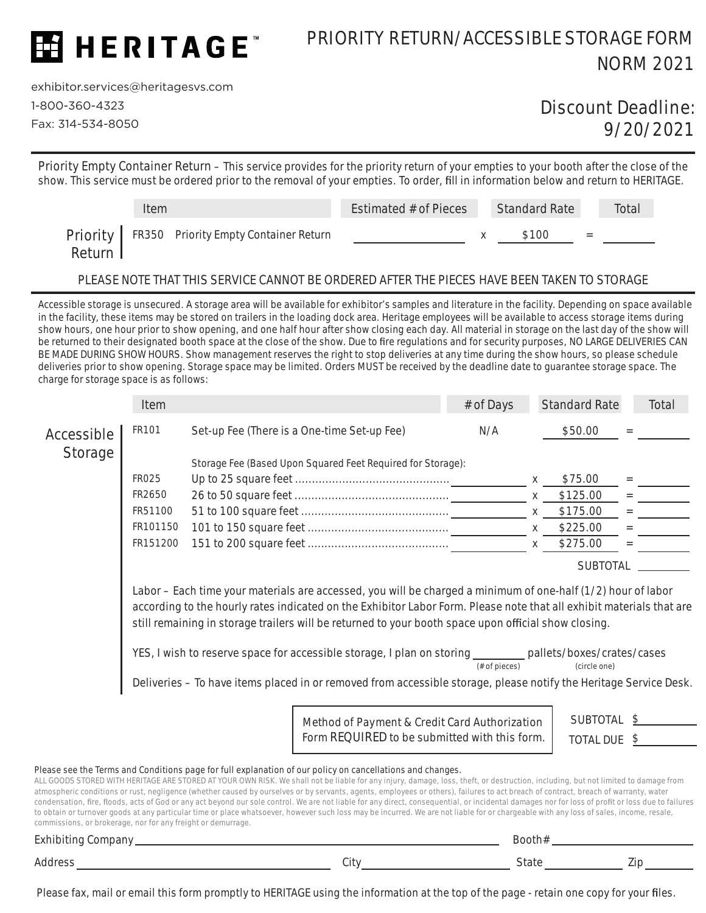# HERITAGE™

## PRIORITY RETURN/ACCESSIBLE STORAGE FORM NORM 2021

exhibitor.services@heritagesvs.com
1-800-360-4323
Fax: 314-534-8050

**Discount Deadline: 9/20/2021**

---

Priority Empty Container Return – This service provides for the priority return of your empties to your booth after the close of the show. This service must be ordered prior to the removal of your empties. To order, fill in information below and return to HERITAGE.

### Priority Return

| Item | | Estimated # of Pieces | | Standard Rate | | Total |
|---|---|---|---|---|---|---|
| FR350 | Priority Empty Container Return | ______ | x | $100 | = | ______ |

PLEASE NOTE THAT THIS SERVICE CANNOT BE ORDERED AFTER THE PIECES HAVE BEEN TAKEN TO STORAGE

---

Accessible storage is unsecured. A storage area will be available for exhibitor's samples and literature in the facility. Depending on space available in the facility, these items may be stored on trailers in the loading dock area. Heritage employees will be available to access storage items during show hours, one hour prior to show opening, and one half hour after show closing each day. All material in storage on the last day of the show will be returned to their designated booth space at the close of the show. Due to fire regulations and for security purposes, NO LARGE DELIVERIES CAN BE MADE DURING SHOW HOURS. Show management reserves the right to stop deliveries at any time during the show hours, so please schedule deliveries prior to show opening. Storage space may be limited. Orders MUST be received by the deadline date to guarantee storage space. The charge for storage space is as follows:

### Accessible Storage

| Item | | # of Days | | Standard Rate | | Total |
|---|---|---|---|---|---|---|
| FR101 | Set-up Fee (There is a One-time Set-up Fee) | N/A | | $50.00 | = | ______ |
| | Storage Fee (Based Upon Squared Feet Required for Storage): | | | | | |
| FR025 | Up to 25 square feet | ______ | x | $75.00 | = | ______ |
| FR2650 | 26 to 50 square feet | ______ | x | $125.00 | = | ______ |
| FR51100 | 51 to 100 square feet | ______ | x | $175.00 | = | ______ |
| FR101150 | 101 to 150 square feet | ______ | x | $225.00 | = | ______ |
| FR151200 | 151 to 200 square feet | ______ | x | $275.00 | = | ______ |
| | | | | SUBTOTAL | | ______ |

Labor – Each time your materials are accessed, you will be charged a minimum of one-half (1/2) hour of labor according to the hourly rates indicated on the Exhibitor Labor Form. Please note that all exhibit materials that are still remaining in storage trailers will be returned to your booth space upon official show closing.

YES, I wish to reserve space for accessible storage, I plan on storing ________ (# of pieces) pallets/boxes/crates/cases (circle one)

Deliveries – To have items placed in or removed from accessible storage, please notify the Heritage Service Desk.

Method of Payment & Credit Card Authorization Form REQUIRED to be submitted with this form.

SUBTOTAL $________

TOTAL DUE $________

Please see the Terms and Conditions page for full explanation of our policy on cancellations and changes.

ALL GOODS STORED WITH HERITAGE ARE STORED AT YOUR OWN RISK. We shall not be liable for any injury, damage, loss, theft, or destruction, including, but not limited to damage from atmospheric conditions or rust, negligence (whether caused by ourselves or by servants, agents, employees or others), failures to act breach of contract, breach of warranty, water condensation, fire, floods, acts of God or any act beyond our sole control. We are not liable for any direct, consequential, or incidental damages nor for loss of profit or loss due to failures to obtain or turnover goods at any particular time or place whatsoever, however such loss may be incurred. We are not liable for or chargeable with any loss of sales, income, resale, commissions, or brokerage, nor for any freight or demurrage.

Exhibiting Company ____________________ Booth# ________

Address ____________________ City ________ State ________ Zip ________

Please fax, mail or email this form promptly to HERITAGE using the information at the top of the page - retain one copy for your files.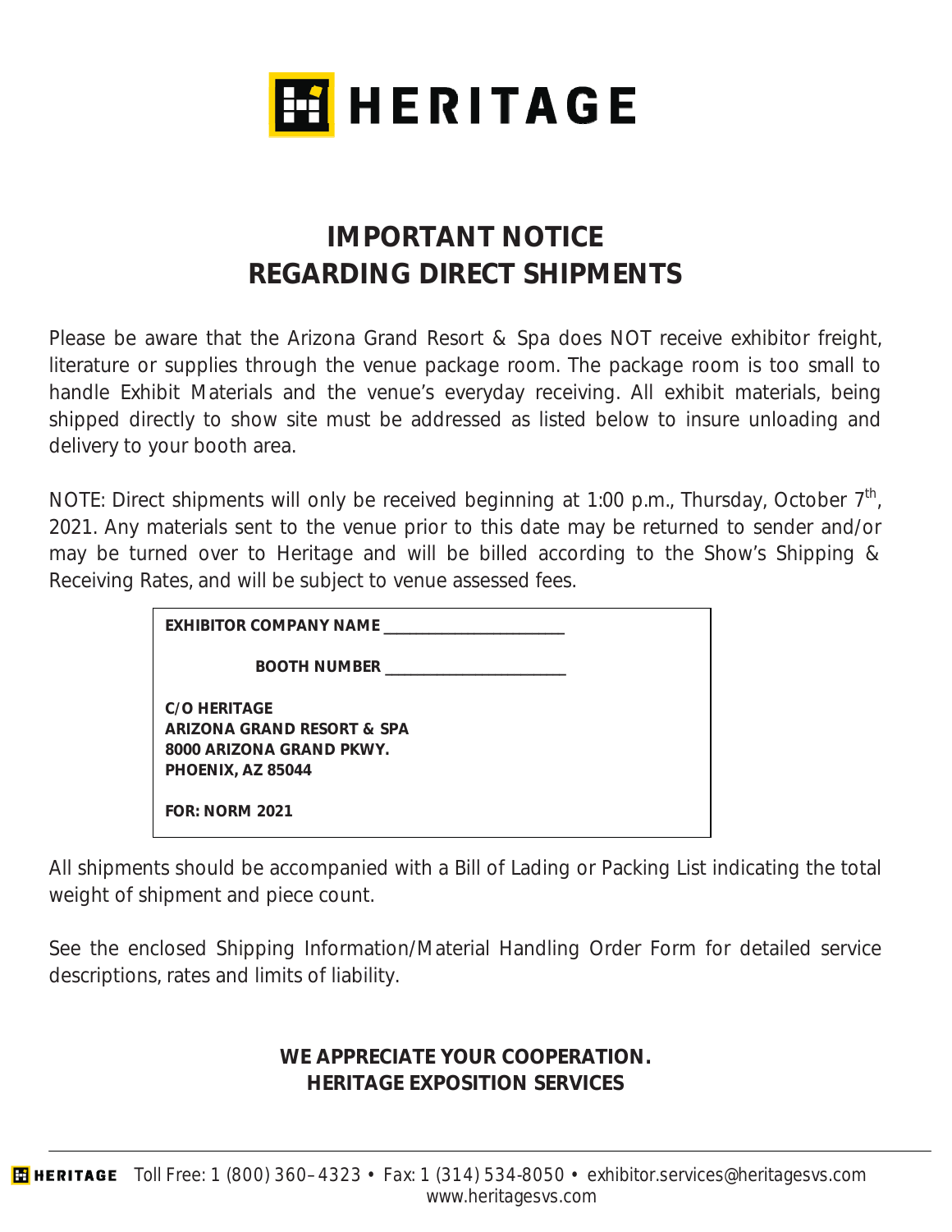# HERITAGE

## IMPORTANT NOTICE
## REGARDING DIRECT SHIPMENTS

Please be aware that the Arizona Grand Resort & Spa does NOT receive exhibitor freight, literature or supplies through the venue package room. The package room is too small to handle Exhibit Materials and the venue's everyday receiving. All exhibit materials, being shipped directly to show site must be addressed as listed below to insure unloading and delivery to your booth area.

NOTE: Direct shipments will only be received beginning at 1:00 p.m., Thursday, October 7th, 2021. Any materials sent to the venue prior to this date may be returned to sender and/or may be turned over to Heritage and will be billed according to the Show's Shipping & Receiving Rates, and will be subject to venue assessed fees.

**EXHIBITOR COMPANY NAME ______________________**

**BOOTH NUMBER ______________________**

**C/O HERITAGE**
**ARIZONA GRAND RESORT & SPA**
**8000 ARIZONA GRAND PKWY.**
**PHOENIX, AZ 85044**

**FOR: NORM 2021**

All shipments should be accompanied with a Bill of Lading or Packing List indicating the total weight of shipment and piece count.

See the enclosed Shipping Information/Material Handling Order Form for detailed service descriptions, rates and limits of liability.

**WE APPRECIATE YOUR COOPERATION.**
**HERITAGE EXPOSITION SERVICES**

HERITAGE Toll Free: 1 (800) 360–4323 • Fax: 1 (314) 534-8050 • exhibitor.services@heritagesvs.com
www.heritagesvs.com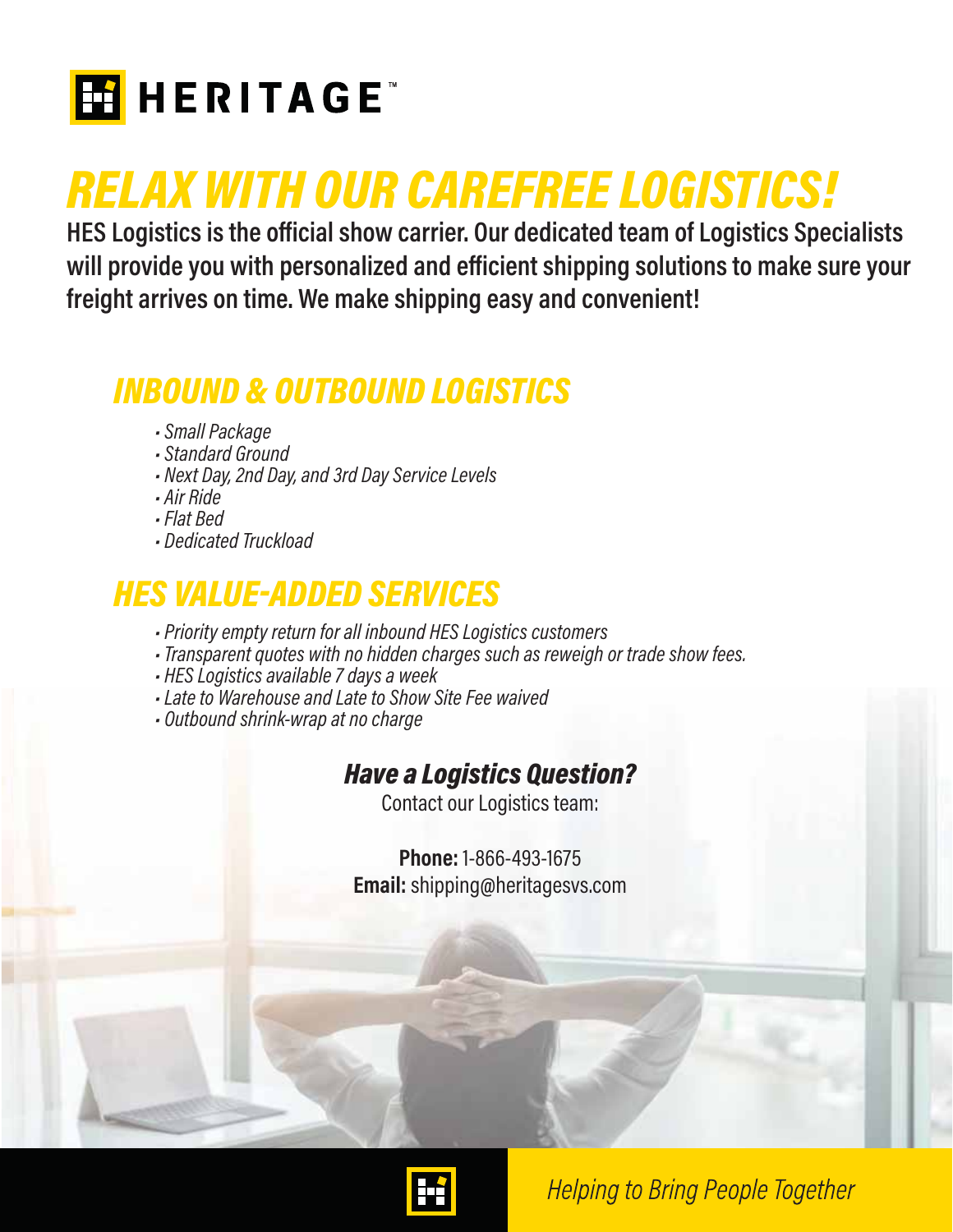# HERITAGE™

# *RELAX WITH OUR CAREFREE LOGISTICS!*

**HES Logistics is the official show carrier. Our dedicated team of Logistics Specialists will provide you with personalized and efficient shipping solutions to make sure your freight arrives on time. We make shipping easy and convenient!**

## *INBOUND & OUTBOUND LOGISTICS*

- *Small Package*
- *Standard Ground*
- *Next Day, 2nd Day, and 3rd Day Service Levels*
- *Air Ride*
- *Flat Bed*
- *Dedicated Truckload*

## *HES VALUE-ADDED SERVICES*

- *Priority empty return for all inbound HES Logistics customers*
- *Transparent quotes with no hidden charges such as reweigh or trade show fees.*
- *HES Logistics available 7 days a week*
- *Late to Warehouse and Late to Show Site Fee waived*
- *Outbound shrink-wrap at no charge*

### *Have a Logistics Question?*

Contact our Logistics team:

**Phone:** 1-866-493-1675
**Email:** shipping@heritagesvs.com

*Helping to Bring People Together*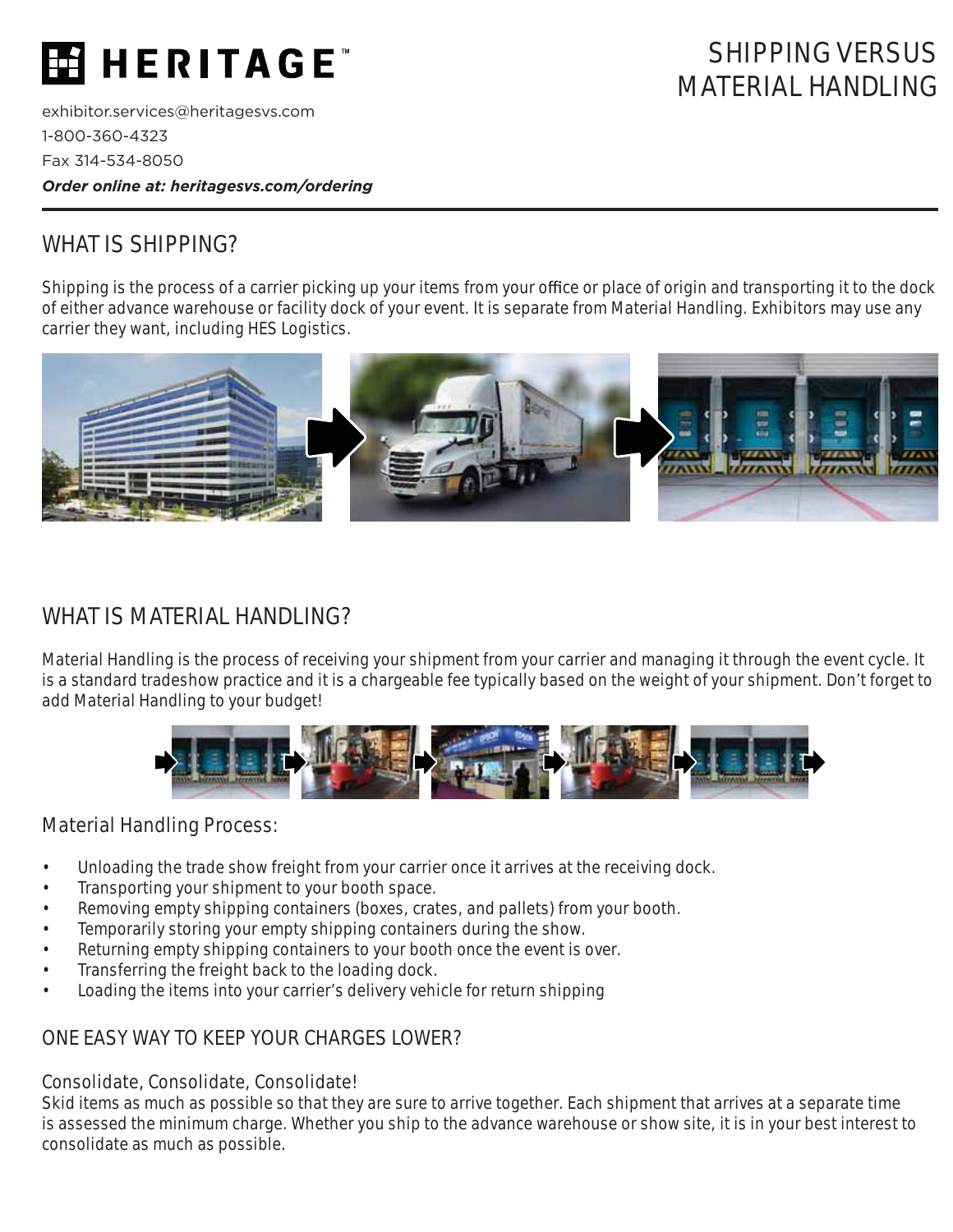# HERITAGE™

# SHIPPING VERSUS MATERIAL HANDLING

exhibitor.services@heritagesvs.com
1-800-360-4323
Fax 314-534-8050
***Order online at: heritagesvs.com/ordering***

## WHAT IS SHIPPING?

Shipping is the process of a carrier picking up your items from your office or place of origin and transporting it to the dock of either advance warehouse or facility dock of your event. It is separate from Material Handling. Exhibitors may use any carrier they want, including HES Logistics.

## WHAT IS MATERIAL HANDLING?

Material Handling is the process of receiving your shipment from your carrier and managing it through the event cycle. It is a standard tradeshow practice and it is a chargeable fee typically based on the weight of your shipment. Don't forget to add Material Handling to your budget!

### Material Handling Process:

- Unloading the trade show freight from your carrier once it arrives at the receiving dock.
- Transporting your shipment to your booth space.
- Removing empty shipping containers (boxes, crates, and pallets) from your booth.
- Temporarily storing your empty shipping containers during the show.
- Returning empty shipping containers to your booth once the event is over.
- Transferring the freight back to the loading dock.
- Loading the items into your carrier's delivery vehicle for return shipping

## ONE EASY WAY TO KEEP YOUR CHARGES LOWER?

### Consolidate, Consolidate, Consolidate!

Skid items as much as possible so that they are sure to arrive together. Each shipment that arrives at a separate time is assessed the minimum charge. Whether you ship to the advance warehouse or show site, it is in your best interest to consolidate as much as possible.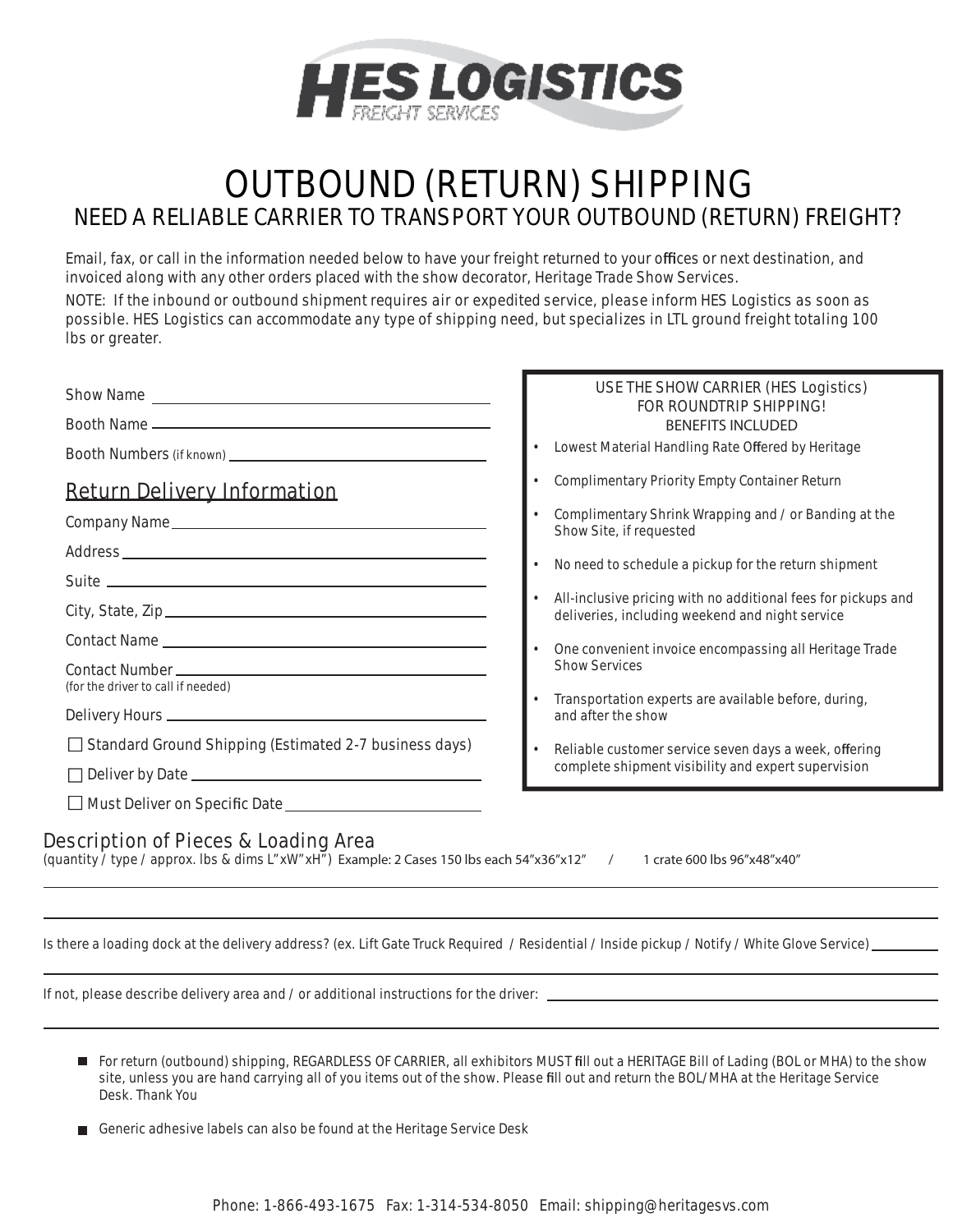**HES LOGISTICS**
FREIGHT SERVICES

# OUTBOUND (RETURN) SHIPPING

## NEED A RELIABLE CARRIER TO TRANSPORT YOUR OUTBOUND (RETURN) FREIGHT?

Email, fax, or call in the information needed below to have your freight returned to your offices or next destination, and invoiced along with any other orders placed with the show decorator, Heritage Trade Show Services.

NOTE: If the inbound or outbound shipment requires air or expedited service, please inform HES Logistics as soon as possible. HES Logistics can accommodate any type of shipping need, but specializes in LTL ground freight totaling 100 lbs or greater.

Show Name ______________________________

Booth Name ______________________________

Booth Numbers (if known) ______________________________

### Return Delivery Information

Company Name ______________________________

Address ______________________________

Suite ______________________________

City, State, Zip ______________________________

Contact Name ______________________________

Contact Number ______________________________
(for the driver to call if needed)

Delivery Hours ______________________________

☐ Standard Ground Shipping (Estimated 2-7 business days)

☐ Deliver by Date ______________________________

☐ Must Deliver on Specific Date ______________________________

**USE THE SHOW CARRIER (HES Logistics) FOR ROUNDTRIP SHIPPING!**
**BENEFITS INCLUDED**

- Lowest Material Handling Rate Offered by Heritage
- Complimentary Priority Empty Container Return
- Complimentary Shrink Wrapping and / or Banding at the Show Site, if requested
- No need to schedule a pickup for the return shipment
- All-inclusive pricing with no additional fees for pickups and deliveries, including weekend and night service
- One convenient invoice encompassing all Heritage Trade Show Services
- Transportation experts are available before, during, and after the show
- Reliable customer service seven days a week, offering complete shipment visibility and expert supervision

### Description of Pieces & Loading Area

(quantity / type / approx. lbs & dims L"xW"xH") Example: 2 Cases 150 lbs each 54"x36"x12" / 1 crate 600 lbs 96"x48"x40"

______________________________

______________________________

Is there a loading dock at the delivery address? (ex. Lift Gate Truck Required / Residential / Inside pickup / Notify / White Glove Service) ____________

______________________________

If not, please describe delivery area and / or additional instructions for the driver: ______________________________

______________________________

- For return (outbound) shipping, REGARDLESS OF CARRIER, all exhibitors MUST fill out a HERITAGE Bill of Lading (BOL or MHA) to the show site, unless you are hand carrying all of you items out of the show. Please fill out and return the BOL/MHA at the Heritage Service Desk. Thank You
- Generic adhesive labels can also be found at the Heritage Service Desk

Phone: 1-866-493-1675 Fax: 1-314-534-8050 Email: shipping@heritagesvs.com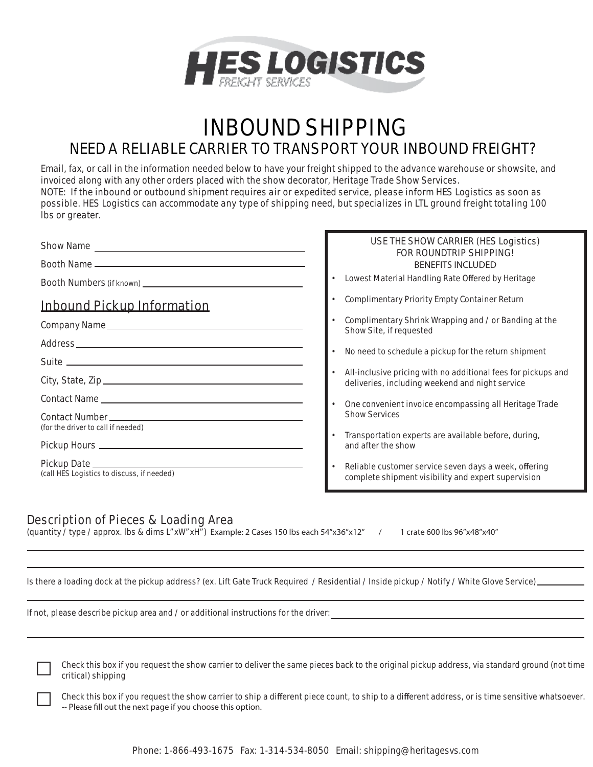# HES LOGISTICS

FREIGHT SERVICES

# INBOUND SHIPPING

## NEED A RELIABLE CARRIER TO TRANSPORT YOUR INBOUND FREIGHT?

Email, fax, or call in the information needed below to have your freight shipped to the advance warehouse or showsite, and invoiced along with any other orders placed with the show decorator, Heritage Trade Show Services.
NOTE: If the inbound or outbound shipment requires air or expedited service, please inform HES Logistics as soon as possible. HES Logistics can accommodate any type of shipping need, but specializes in LTL ground freight totaling 100 lbs or greater.

Show Name ____________________

Booth Name ____________________

Booth Numbers (if known) ____________________

## Inbound Pickup Information

Company Name ____________________

Address ____________________

Suite ____________________

City, State, Zip ____________________

Contact Name ____________________

Contact Number ____________________
(for the driver to call if needed)

Pickup Hours ____________________

Pickup Date ____________________
(call HES Logistics to discuss, if needed)

USE THE SHOW CARRIER (HES Logistics)
FOR ROUNDTRIP SHIPPING!
BENEFITS INCLUDED

- Lowest Material Handling Rate Offered by Heritage
- Complimentary Priority Empty Container Return
- Complimentary Shrink Wrapping and / or Banding at the Show Site, if requested
- No need to schedule a pickup for the return shipment
- All-inclusive pricing with no additional fees for pickups and deliveries, including weekend and night service
- One convenient invoice encompassing all Heritage Trade Show Services
- Transportation experts are available before, during, and after the show
- Reliable customer service seven days a week, offering complete shipment visibility and expert supervision

## Description of Pieces & Loading Area

(quantity / type / approx. lbs & dims L"xW"xH") Example: 2 Cases 150 lbs each 54"x36"x12" / 1 crate 600 lbs 96"x48"x40"

____________________

____________________

Is there a loading dock at the pickup address? (ex. Lift Gate Truck Required / Residential / Inside pickup / Notify / White Glove Service) ____________________

____________________

If not, please describe pickup area and / or additional instructions for the driver: ____________________

____________________

☐ Check this box if you request the show carrier to deliver the same pieces back to the original pickup address, via standard ground (not time critical) shipping

☐ Check this box if you request the show carrier to ship a different piece count, to ship to a different address, or is time sensitive whatsoever.
-- Please fill out the next page if you choose this option.

Phone: 1-866-493-1675 Fax: 1-314-534-8050 Email: shipping@heritagesvs.com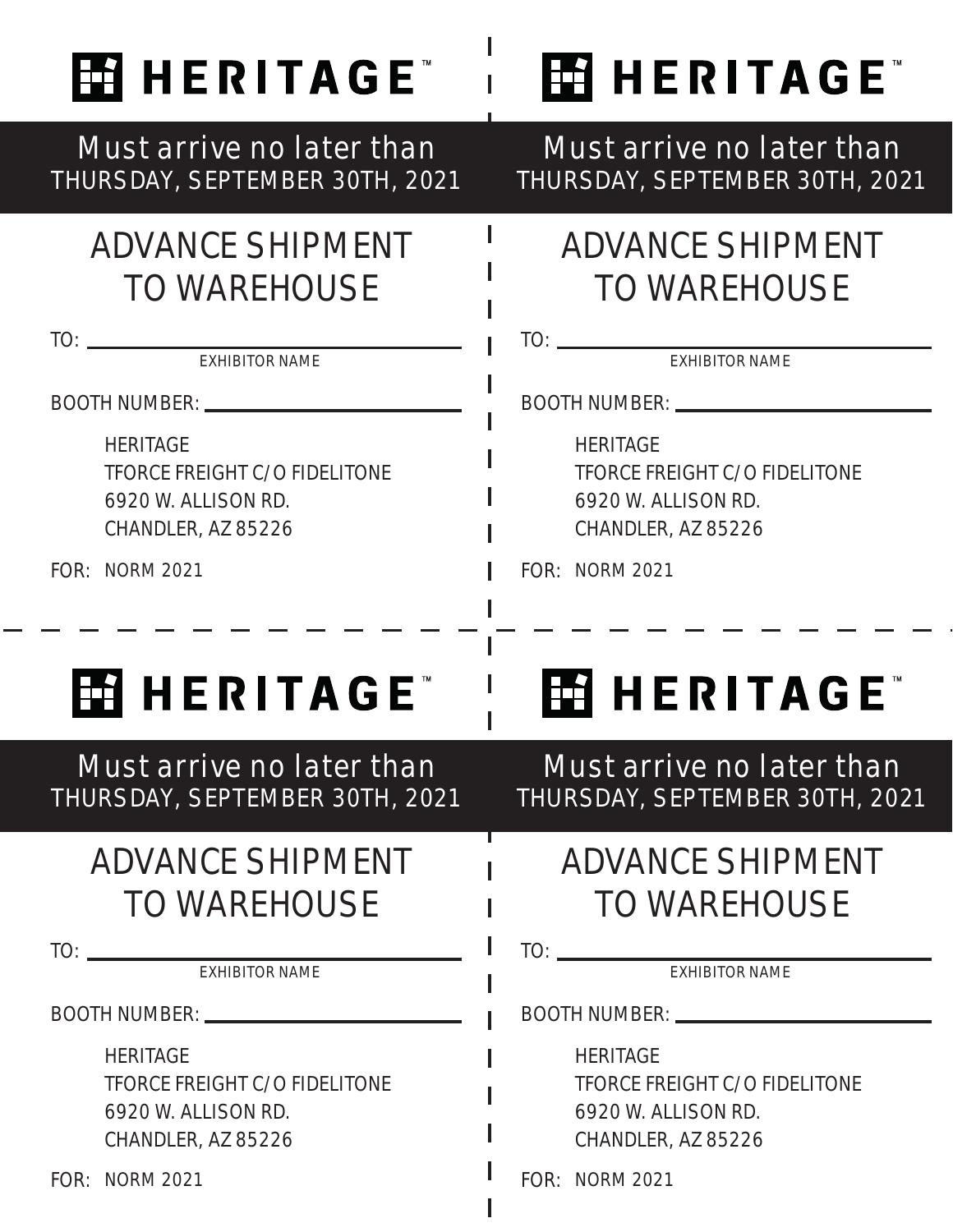# HERITAGE™

**Must arrive no later than THURSDAY, SEPTEMBER 30TH, 2021**

## ADVANCE SHIPMENT TO WAREHOUSE

TO: ______________________________
EXHIBITOR NAME

BOOTH NUMBER: ______________________

HERITAGE
TFORCE FREIGHT C/O FIDELITONE
6920 W. ALLISON RD.
CHANDLER, AZ 85226

FOR: NORM 2021

# HERITAGE™

**Must arrive no later than THURSDAY, SEPTEMBER 30TH, 2021**

## ADVANCE SHIPMENT TO WAREHOUSE

TO: ______________________________
EXHIBITOR NAME

BOOTH NUMBER: ______________________

HERITAGE
TFORCE FREIGHT C/O FIDELITONE
6920 W. ALLISON RD.
CHANDLER, AZ 85226

FOR: NORM 2021

# HERITAGE™

**Must arrive no later than THURSDAY, SEPTEMBER 30TH, 2021**

## ADVANCE SHIPMENT TO WAREHOUSE

TO: ______________________________
EXHIBITOR NAME

BOOTH NUMBER: ______________________

HERITAGE
TFORCE FREIGHT C/O FIDELITONE
6920 W. ALLISON RD.
CHANDLER, AZ 85226

FOR: NORM 2021

# HERITAGE™

**Must arrive no later than THURSDAY, SEPTEMBER 30TH, 2021**

## ADVANCE SHIPMENT TO WAREHOUSE

TO: ______________________________
EXHIBITOR NAME

BOOTH NUMBER: ______________________

HERITAGE
TFORCE FREIGHT C/O FIDELITONE
6920 W. ALLISON RD.
CHANDLER, AZ 85226

FOR: NORM 2021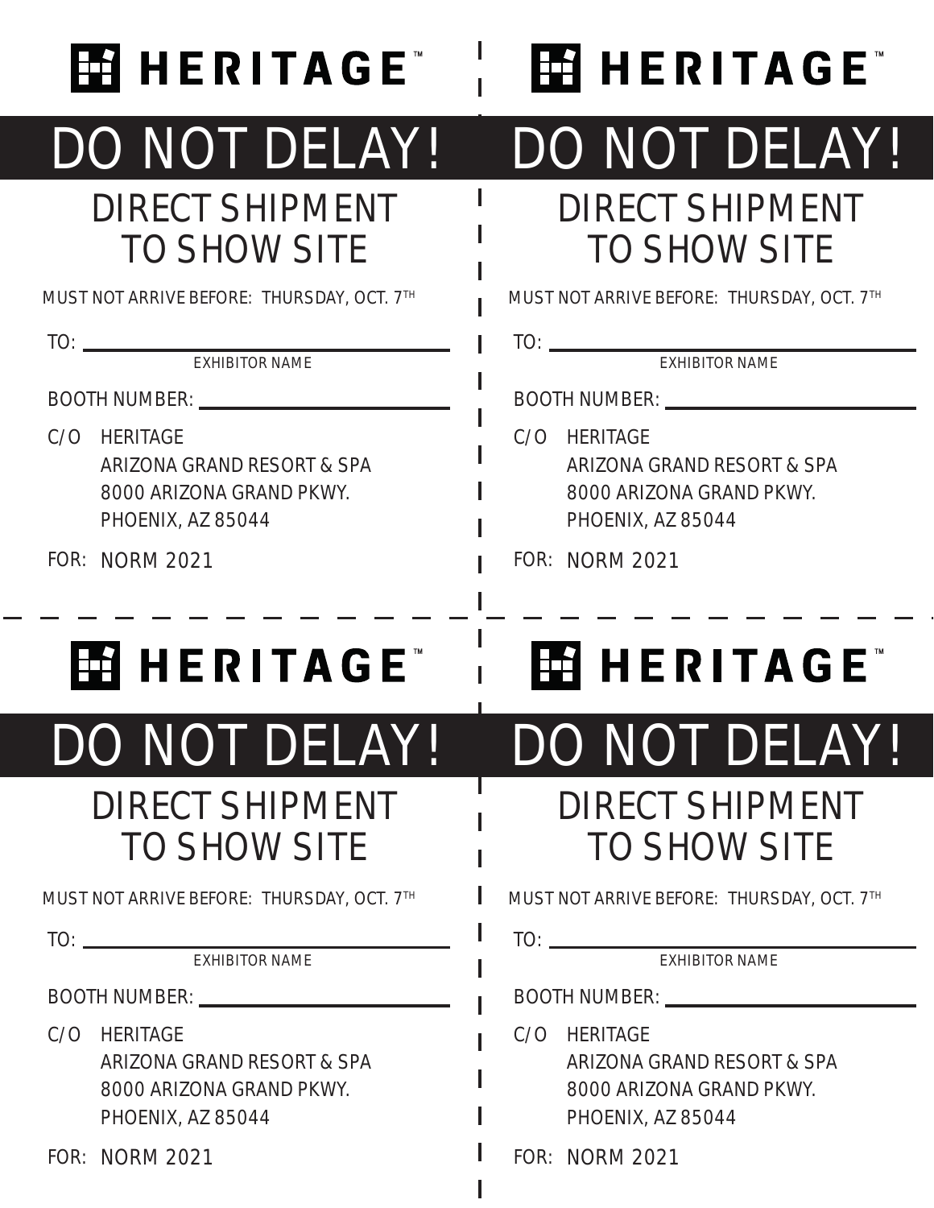# HERITAGE™

## DO NOT DELAY!

### DIRECT SHIPMENT TO SHOW SITE

MUST NOT ARRIVE BEFORE: THURSDAY, OCT. 7TH

TO: ______________________________
EXHIBITOR NAME

BOOTH NUMBER: ______________________

C/O HERITAGE
ARIZONA GRAND RESORT & SPA
8000 ARIZONA GRAND PKWY.
PHOENIX, AZ 85044

FOR: NORM 2021

---

# HERITAGE™

## DO NOT DELAY!

### DIRECT SHIPMENT TO SHOW SITE

MUST NOT ARRIVE BEFORE: THURSDAY, OCT. 7TH

TO: ______________________________
EXHIBITOR NAME

BOOTH NUMBER: ______________________

C/O HERITAGE
ARIZONA GRAND RESORT & SPA
8000 ARIZONA GRAND PKWY.
PHOENIX, AZ 85044

FOR: NORM 2021

---

# HERITAGE™

## DO NOT DELAY!

### DIRECT SHIPMENT TO SHOW SITE

MUST NOT ARRIVE BEFORE: THURSDAY, OCT. 7TH

TO: ______________________________
EXHIBITOR NAME

BOOTH NUMBER: ______________________

C/O HERITAGE
ARIZONA GRAND RESORT & SPA
8000 ARIZONA GRAND PKWY.
PHOENIX, AZ 85044

FOR: NORM 2021

---

# HERITAGE™

## DO NOT DELAY!

### DIRECT SHIPMENT TO SHOW SITE

MUST NOT ARRIVE BEFORE: THURSDAY, OCT. 7TH

TO: ______________________________
EXHIBITOR NAME

BOOTH NUMBER: ______________________

C/O HERITAGE
ARIZONA GRAND RESORT & SPA
8000 ARIZONA GRAND PKWY.
PHOENIX, AZ 85044

FOR: NORM 2021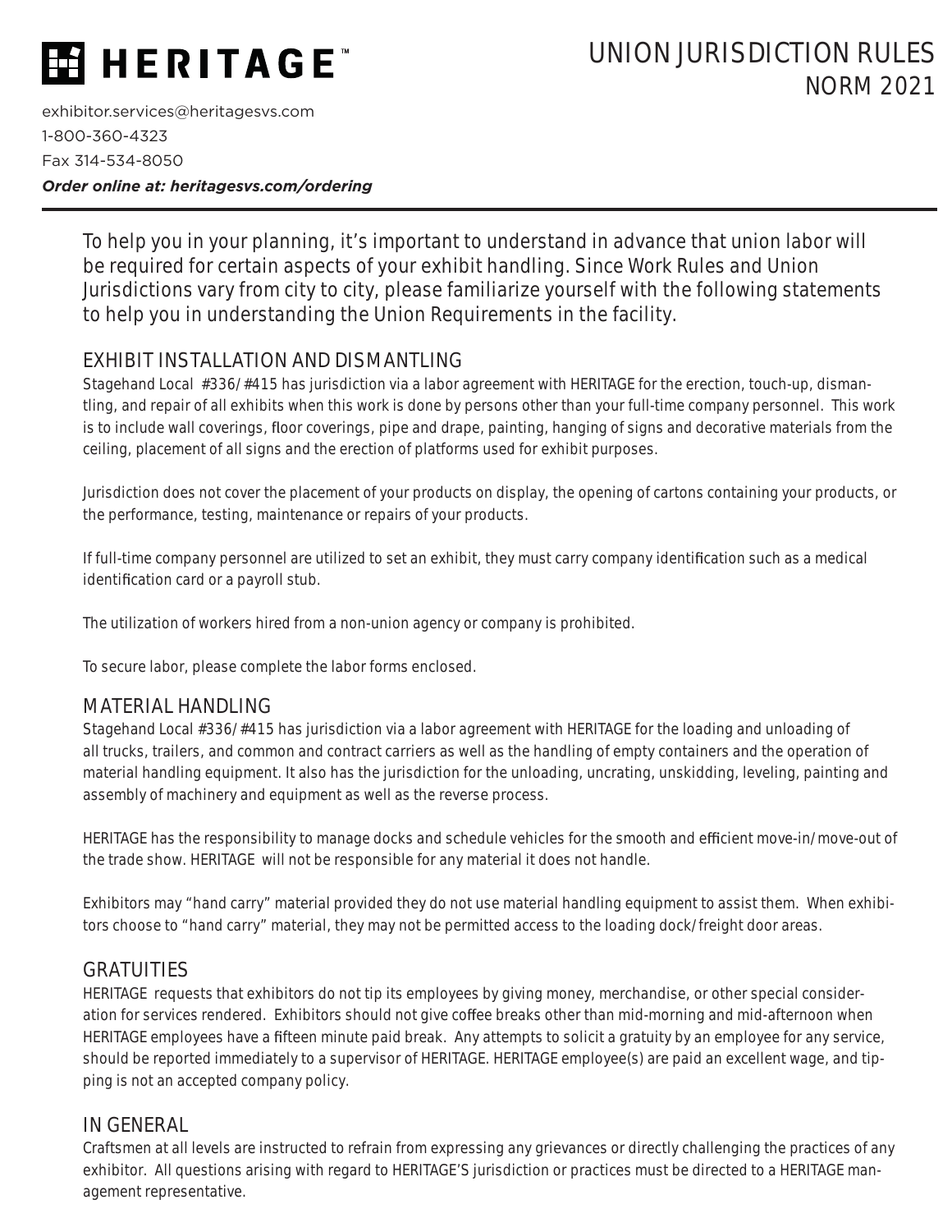**HERITAGE™**

exhibitor.services@heritagesvs.com
1-800-360-4323
Fax 314-534-8050
***Order online at: heritagesvs.com/ordering***

# UNION JURISDICTION RULES
## NORM 2021

To help you in your planning, it's important to understand in advance that union labor will be required for certain aspects of your exhibit handling. Since Work Rules and Union Jurisdictions vary from city to city, please familiarize yourself with the following statements to help you in understanding the Union Requirements in the facility.

## EXHIBIT INSTALLATION AND DISMANTLING

Stagehand Local #336/#415 has jurisdiction via a labor agreement with HERITAGE for the erection, touch-up, dismantling, and repair of all exhibits when this work is done by persons other than your full-time company personnel. This work is to include wall coverings, floor coverings, pipe and drape, painting, hanging of signs and decorative materials from the ceiling, placement of all signs and the erection of platforms used for exhibit purposes.

Jurisdiction does not cover the placement of your products on display, the opening of cartons containing your products, or the performance, testing, maintenance or repairs of your products.

If full-time company personnel are utilized to set an exhibit, they must carry company identification such as a medical identification card or a payroll stub.

The utilization of workers hired from a non-union agency or company is prohibited.

To secure labor, please complete the labor forms enclosed.

## MATERIAL HANDLING

Stagehand Local #336/#415 has jurisdiction via a labor agreement with HERITAGE for the loading and unloading of all trucks, trailers, and common and contract carriers as well as the handling of empty containers and the operation of material handling equipment. It also has the jurisdiction for the unloading, uncrating, unskidding, leveling, painting and assembly of machinery and equipment as well as the reverse process.

HERITAGE has the responsibility to manage docks and schedule vehicles for the smooth and efficient move-in/move-out of the trade show. HERITAGE will not be responsible for any material it does not handle.

Exhibitors may "hand carry" material provided they do not use material handling equipment to assist them. When exhibitors choose to "hand carry" material, they may not be permitted access to the loading dock/freight door areas.

## GRATUITIES

HERITAGE requests that exhibitors do not tip its employees by giving money, merchandise, or other special consideration for services rendered. Exhibitors should not give coffee breaks other than mid-morning and mid-afternoon when HERITAGE employees have a fifteen minute paid break. Any attempts to solicit a gratuity by an employee for any service, should be reported immediately to a supervisor of HERITAGE. HERITAGE employee(s) are paid an excellent wage, and tipping is not an accepted company policy.

## IN GENERAL

Craftsmen at all levels are instructed to refrain from expressing any grievances or directly challenging the practices of any exhibitor. All questions arising with regard to HERITAGE'S jurisdiction or practices must be directed to a HERITAGE management representative.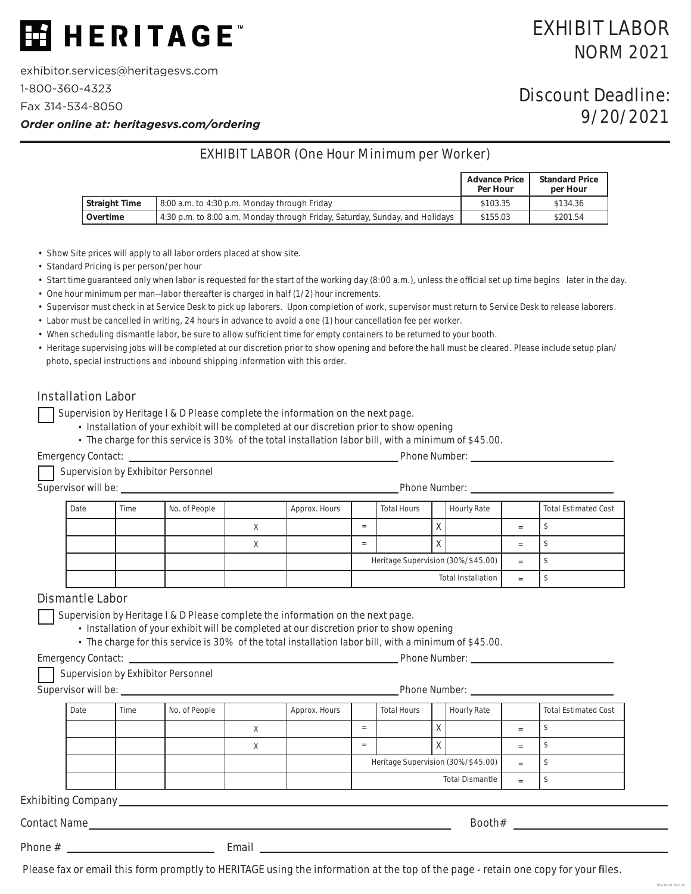# HERITAGE™

exhibitor.services@heritagesvs.com

1-800-360-4323

Fax 314-534-8050

***Order online at: heritagesvs.com/ordering***

# EXHIBIT LABOR NORM 2021

## Discount Deadline: 9/20/2021

### EXHIBIT LABOR (One Hour Minimum per Worker)

| | | Advance Price Per Hour | Standard Price per Hour |
|---|---|---|---|
| **Straight Time** | 8:00 a.m. to 4:30 p.m. Monday through Friday | $103.35 | $134.36 |
| **Overtime** | 4:30 p.m. to 8:00 a.m. Monday through Friday, Saturday, Sunday, and Holidays | $155.03 | $201.54 |

- Show Site prices will apply to all labor orders placed at show site.
- Standard Pricing is per person/per hour
- Start time guaranteed only when labor is requested for the start of the working day (8:00 a.m.), unless the official set up time begins later in the day.
- One hour minimum per man--labor thereafter is charged in half (1/2) hour increments.
- Supervisor must check in at Service Desk to pick up laborers. Upon completion of work, supervisor must return to Service Desk to release laborers.
- Labor must be cancelled in writing, 24 hours in advance to avoid a one (1) hour cancellation fee per worker.
- When scheduling dismantle labor, be sure to allow sufficient time for empty containers to be returned to your booth.
- Heritage supervising jobs will be completed at our discretion prior to show opening and before the hall must be cleared. Please include setup plan/photo, special instructions and inbound shipping information with this order.

### Installation Labor

☐ Supervision by Heritage I & D Please complete the information on the next page.
- Installation of your exhibit will be completed at our discretion prior to show opening
- The charge for this service is 30% of the total installation labor bill, with a minimum of $45.00.

Emergency Contact: ______________________ Phone Number: ______________________

☐ Supervision by Exhibitor Personnel

Supervisor will be: ______________________ Phone Number: ______________________

| Date | Time | No. of People | | Approx. Hours | | Total Hours | | Hourly Rate | | Total Estimated Cost |
|---|---|---|---|---|---|---|---|---|---|---|
| | | | X | | = | | X | | = | $ |
| | | | X | | = | | X | | = | $ |
| | | | | | Heritage Supervision (30%/$45.00) | | | | = | $ |
| | | | | | Total Installation | | | | = | $ |

### Dismantle Labor

☐ Supervision by Heritage I & D Please complete the information on the next page.
- Installation of your exhibit will be completed at our discretion prior to show opening
- The charge for this service is 30% of the total installation labor bill, with a minimum of $45.00.

Emergency Contact: ______________________ Phone Number: ______________________

☐ Supervision by Exhibitor Personnel

Supervisor will be: ______________________ Phone Number: ______________________

| Date | Time | No. of People | | Approx. Hours | | Total Hours | | Hourly Rate | | Total Estimated Cost |
|---|---|---|---|---|---|---|---|---|---|---|
| | | | X | | = | | X | | = | $ |
| | | | X | | = | | X | | = | $ |
| | | | | | Heritage Supervision (30%/$45.00) | | | | = | $ |
| | | | | | Total Dismantle | | | | = | $ |

Exhibiting Company ______________________

Contact Name ______________________ Booth# ______________________

Phone # ______________________ Email ______________________

Please fax or email this form promptly to HERITAGE using the information at the top of the page - retain one copy for your files.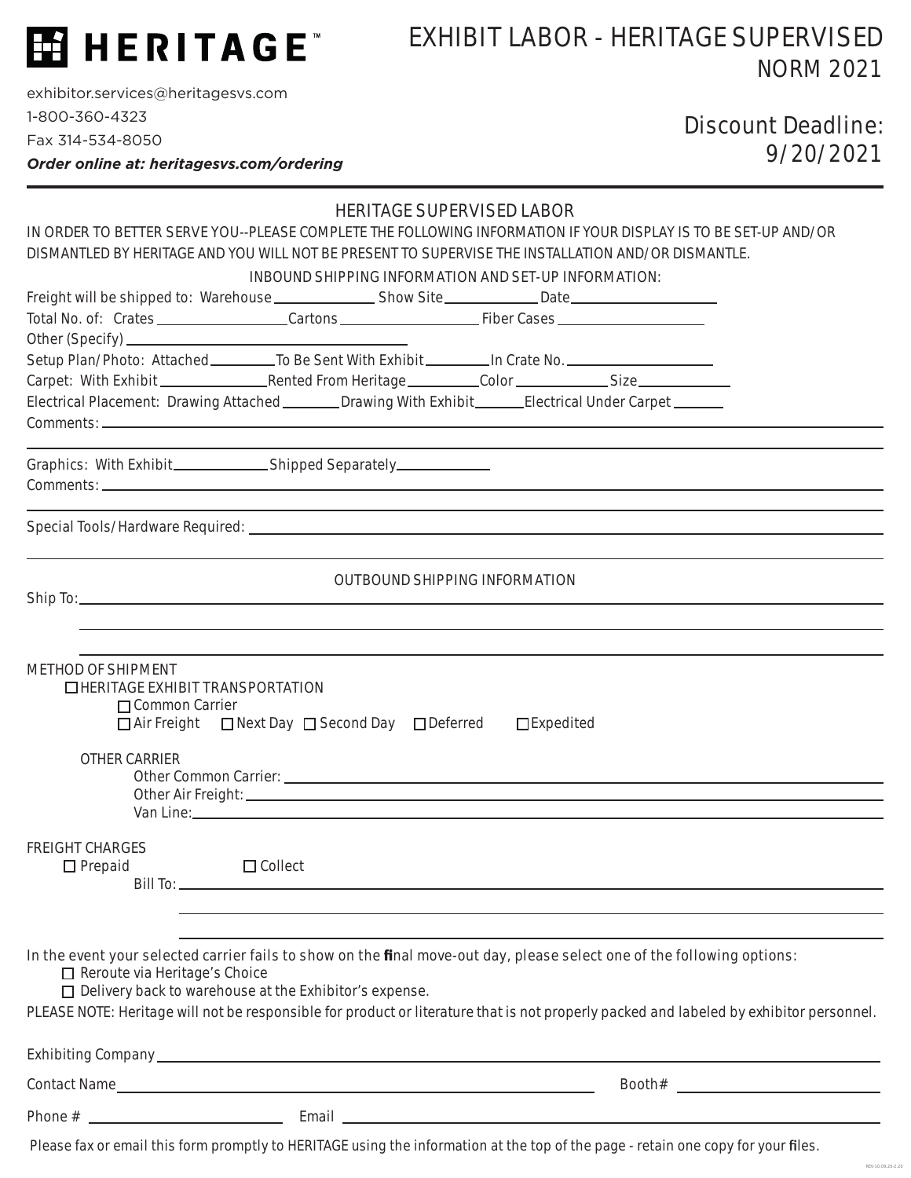**HERITAGE**™

exhibitor.services@heritagesvs.com
1-800-360-4323
Fax 314-534-8050
***Order online at: heritagesvs.com/ordering***

# EXHIBIT LABOR - HERITAGE SUPERVISED
## NORM 2021

## Discount Deadline: 9/20/2021

---

### HERITAGE SUPERVISED LABOR

IN ORDER TO BETTER SERVE YOU--PLEASE COMPLETE THE FOLLOWING INFORMATION IF YOUR DISPLAY IS TO BE SET-UP AND/OR DISMANTLED BY HERITAGE AND YOU WILL NOT BE PRESENT TO SUPERVISE THE INSTALLATION AND/OR DISMANTLE.

INBOUND SHIPPING INFORMATION AND SET-UP INFORMATION:

Freight will be shipped to: Warehouse ____________ Show Site ____________ Date ____________________

Total No. of: Crates __________________ Cartons ____________________ Fiber Cases ____________________

Other (Specify) ____________________________________

Setup Plan/Photo: Attached _________ To Be Sent With Exhibit _________ In Crate No. ____________________

Carpet: With Exhibit _______________ Rented From Heritage __________ Color _____________ Size _____________

Electrical Placement: Drawing Attached ________ Drawing With Exhibit _______ Electrical Under Carpet _______

Comments: ________________________________________________________________________________

Graphics: With Exhibit _____________ Shipped Separately _____________

Comments: ________________________________________________________________________________

Special Tools/Hardware Required: __________________________________________________________________

OUTBOUND SHIPPING INFORMATION

Ship To: ________________________________________________________________________________

METHOD OF SHIPMENT

- ☐ HERITAGE EXHIBIT TRANSPORTATION
  - ☐ Common Carrier
  - ☐ Air Freight ☐ Next Day ☐ Second Day ☐ Deferred ☐ Expedited

OTHER CARRIER

- Other Common Carrier: ____________________________________________________________
- Other Air Freight: ____________________________________________________________
- Van Line: ____________________________________________________________

FREIGHT CHARGES

☐ Prepaid ☐ Collect

Bill To: ____________________________________________________________

In the event your selected carrier fails to show on the final move-out day, please select one of the following options:

- ☐ Reroute via Heritage's Choice
- ☐ Delivery back to warehouse at the Exhibitor's expense.

PLEASE NOTE: Heritage will not be responsible for product or literature that is not properly packed and labeled by exhibitor personnel.

Exhibiting Company ____________________________________________________________

Contact Name ________________________________________ Booth# ____________________

Phone # ____________________ Email ____________________________________________

Please fax or email this form promptly to HERITAGE using the information at the top of the page - retain one copy for your files.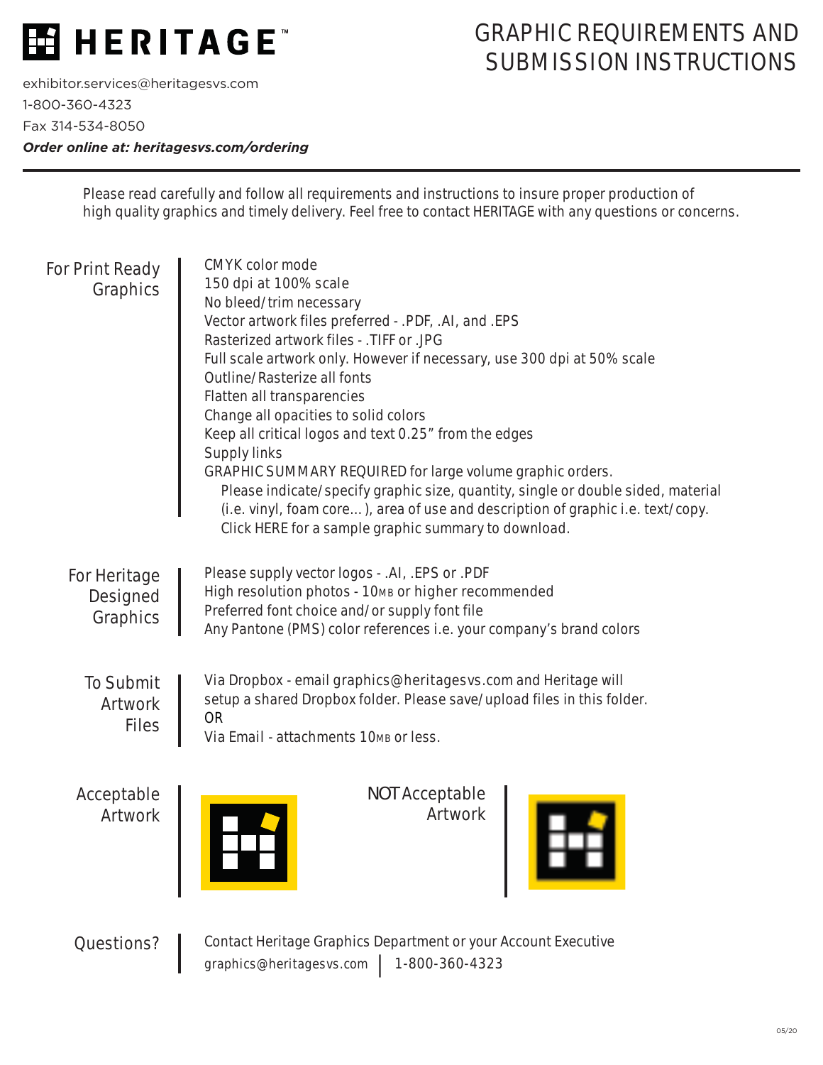# HERITAGE™

exhibitor.services@heritagesvs.com
1-800-360-4323
Fax 314-534-8050
***Order online at: heritagesvs.com/ordering***

# GRAPHIC REQUIREMENTS AND SUBMISSION INSTRUCTIONS

Please read carefully and follow all requirements and instructions to insure proper production of high quality graphics and timely delivery. Feel free to contact HERITAGE with any questions or concerns.

## For Print Ready Graphics

CMYK color mode
150 dpi at 100% scale
No bleed/trim necessary
Vector artwork files preferred - .PDF, .AI, and .EPS
Rasterized artwork files - .TIFF or .JPG
Full scale artwork only. However if necessary, use 300 dpi at 50% scale
Outline/Rasterize all fonts
Flatten all transparencies
Change all opacities to solid colors
Keep all critical logos and text 0.25" from the edges
Supply links
GRAPHIC SUMMARY REQUIRED for large volume graphic orders.
Please indicate/specify graphic size, quantity, single or double sided, material (i.e. vinyl, foam core... ), area of use and description of graphic i.e. text/copy.
Click HERE for a sample graphic summary to download.

## For Heritage Designed Graphics

Please supply vector logos - .AI, .EPS or .PDF
High resolution photos - 10MB or higher recommended
Preferred font choice and/or supply font file
Any Pantone (PMS) color references i.e. your company's brand colors

## To Submit Artwork Files

Via Dropbox - email graphics@heritagesvs.com and Heritage will setup a shared Dropbox folder. Please save/upload files in this folder.
OR
Via Email - attachments 10MB or less.

## Acceptable Artwork

## NOT Acceptable Artwork

## Questions?

Contact Heritage Graphics Department or your Account Executive
graphics@heritagesvs.com | 1-800-360-4323

05/20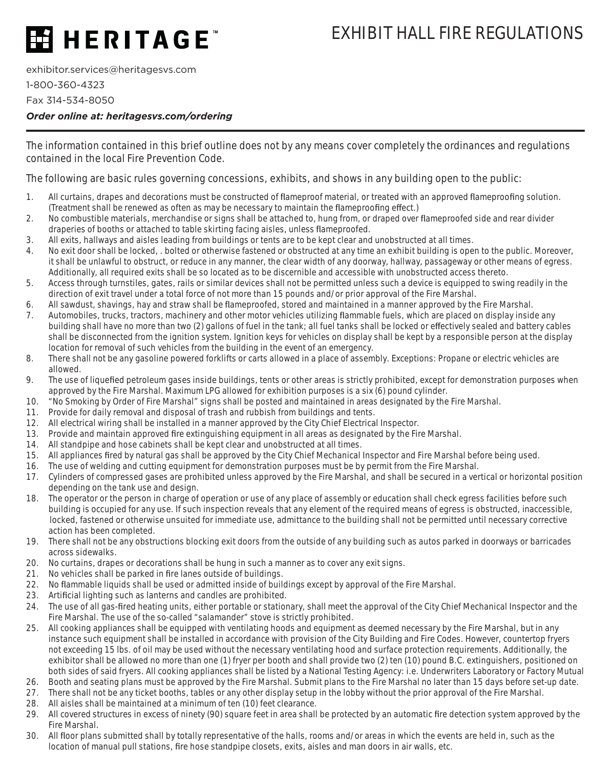# HERITAGE™

# EXHIBIT HALL FIRE REGULATIONS

exhibitor.services@heritagesvs.com

1-800-360-4323

Fax 314-534-8050

***Order online at: heritagesvs.com/ordering***

---

The information contained in this brief outline does not by any means cover completely the ordinances and regulations contained in the local Fire Prevention Code.

The following are basic rules governing concessions, exhibits, and shows in any building open to the public:

1. All curtains, drapes and decorations must be constructed of flameproof material, or treated with an approved flameproofing solution. (Treatment shall be renewed as often as may be necessary to maintain the flameproofing effect.)
2. No combustible materials, merchandise or signs shall be attached to, hung from, or draped over flameproofed side and rear divider draperies of booths or attached to table skirting facing aisles, unless flameproofed.
3. All exits, hallways and aisles leading from buildings or tents are to be kept clear and unobstructed at all times.
4. No exit door shall be locked, . bolted or otherwise fastened or obstructed at any time an exhibit building is open to the public. Moreover, it shall be unlawful to obstruct, or reduce in any manner, the clear width of any doorway, hallway, passageway or other means of egress. Additionally, all required exits shall be so located as to be discernible and accessible with unobstructed access thereto.
5. Access through turnstiles, gates, rails or similar devices shall not be permitted unless such a device is equipped to swing readily in the direction of exit travel under a total force of not more than 15 pounds and/or prior approval of the Fire Marshal.
6. All sawdust, shavings, hay and straw shall be flameproofed, stored and maintained in a manner approved by the Fire Marshal.
7. Automobiles, trucks, tractors, machinery and other motor vehicles utilizing flammable fuels, which are placed on display inside any building shall have no more than two (2) gallons of fuel in the tank; all fuel tanks shall be locked or effectively sealed and battery cables shall be disconnected from the ignition system. Ignition keys for vehicles on display shall be kept by a responsible person at the display location for removal of such vehicles from the building in the event of an emergency.
8. There shall not be any gasoline powered forklifts or carts allowed in a place of assembly. Exceptions: Propane or electric vehicles are allowed.
9. The use of liquefied petroleum gases inside buildings, tents or other areas is strictly prohibited, except for demonstration purposes when approved by the Fire Marshal. Maximum LPG allowed for exhibition purposes is a six (6) pound cylinder.
10. “No Smoking by Order of Fire Marshal” signs shall be posted and maintained in areas designated by the Fire Marshal.
11. Provide for daily removal and disposal of trash and rubbish from buildings and tents.
12. All electrical wiring shall be installed in a manner approved by the City Chief Electrical Inspector.
13. Provide and maintain approved fire extinguishing equipment in all areas as designated by the Fire Marshal.
14. All standpipe and hose cabinets shall be kept clear and unobstructed at all times.
15. All appliances fired by natural gas shall be approved by the City Chief Mechanical Inspector and Fire Marshal before being used.
16. The use of welding and cutting equipment for demonstration purposes must be by permit from the Fire Marshal.
17. Cylinders of compressed gases are prohibited unless approved by the Fire Marshal, and shall be secured in a vertical or horizontal position depending on the tank use and design.
18. The operator or the person in charge of operation or use of any place of assembly or education shall check egress facilities before such building is occupied for any use. If such inspection reveals that any element of the required means of egress is obstructed, inaccessible, locked, fastened or otherwise unsuited for immediate use, admittance to the building shall not be permitted until necessary corrective action has been completed.
19. There shall not be any obstructions blocking exit doors from the outside of any building such as autos parked in doorways or barricades across sidewalks.
20. No curtains, drapes or decorations shall be hung in such a manner as to cover any exit signs.
21. No vehicles shall be parked in fire lanes outside of buildings.
22. No flammable liquids shall be used or admitted inside of buildings except by approval of the Fire Marshal.
23. Artificial lighting such as lanterns and candles are prohibited.
24. The use of all gas-fired heating units, either portable or stationary, shall meet the approval of the City Chief Mechanical Inspector and the Fire Marshal. The use of the so-called “salamander” stove is strictly prohibited.
25. All cooking appliances shall be equipped with ventilating hoods and equipment as deemed necessary by the Fire Marshal, but in any instance such equipment shall be installed in accordance with provision of the City Building and Fire Codes. However, countertop fryers not exceeding 15 lbs. of oil may be used without the necessary ventilating hood and surface protection requirements. Additionally, the exhibitor shall be allowed no more than one (1) fryer per booth and shall provide two (2) ten (10) pound B.C. extinguishers, positioned on both sides of said fryers. All cooking appliances shall be listed by a National Testing Agency: i.e. Underwriters Laboratory or Factory Mutual
26. Booth and seating plans must be approved by the Fire Marshal. Submit plans to the Fire Marshal no later than 15 days before set-up date.
27. There shall not be any ticket booths, tables or any other display setup in the lobby without the prior approval of the Fire Marshal.
28. All aisles shall be maintained at a minimum of ten (10) feet clearance.
29. All covered structures in excess of ninety (90) square feet in area shall be protected by an automatic fire detection system approved by the Fire Marshal.
30. All floor plans submitted shall by totally representative of the halls, rooms and/or areas in which the events are held in, such as the location of manual pull stations, fire hose standpipe closets, exits, aisles and man doors in air walls, etc.